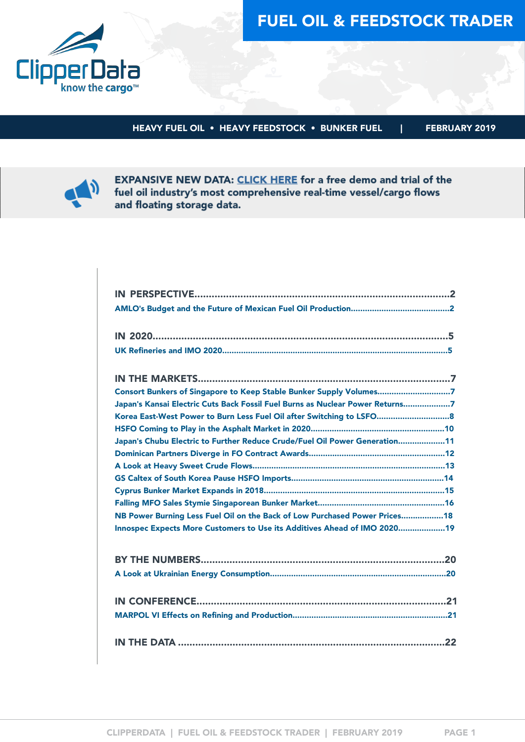# FUEL OIL & FEEDSTOCK TRADER

ClipperData know the cargo™

**HEAVY FUEL OIL • HEAVY FEEDSTOCK • BUNKER FUEL | FEBRUARY 2019**

**EXPANSIVE NEW DATA: CLICK HERE for a free demo and trial of the fuel oil industry's most comprehensive real-time vessel/cargo flows and floating storage data.**

**IN PERSPECTIVE**.......................................................................................2

AMLO's Budget and the Future of Mexican Fuel Oil Production.........................................2

**IN 2020**..................................................................................................5

UK Refineries and IMO 2020.............................................................................................5

**IN THE MARKETS**.......................................................................................7

Consort Bunkers of Singapore to Keep Stable Bunker Supply Volumes..............................7

Japan's Kansai Electric Cuts Back Fossil Fuel Burns as Nuclear Power Returns....................7

Korea East-West Power to Burn Less Fuel Oil after Switching to LSFO..............................8

HSFO Coming to Play in the Asphalt Market in 2020........................................................10

Japan's Chubu Electric to Further Reduce Crude/Fuel Oil Power Generation....................11

Dominican Partners Diverge in FO Contract Awards.........................................................12

A Look at Heavy Sweet Crude Flows................................................................................13

GS Caltex of South Korea Pause HSFO Imports................................................................14

Cyprus Bunker Market Expands in 2018...........................................................................15

Falling MFO Sales Stymie Singaporean Bunker Market.....................................................16

NB Power Burning Less Fuel Oil on the Back of Low Purchased Power Prices.................18

Innospec Expects More Customers to Use its Additives Ahead of IMO 2020...................19

**BY THE NUMBERS**....................................................................................20

A Look at Ukrainian Energy Consumption.........................................................................20

**IN CONFERENCE**......................................................................................21

MARPOL VI Effects on Refining and Production................................................................21

**IN THE DATA** ...........................................................................................22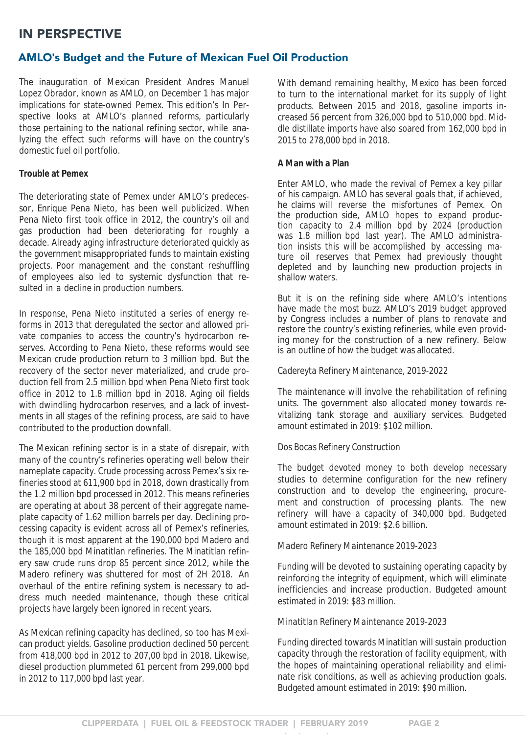## IN PERSPECTIVE

### AMLO's Budget and the Future of Mexican Fuel Oil Production

The inauguration of Mexican President Andres Manuel Lopez Obrador, known as AMLO, on December 1 has major implications for state-owned Pemex. This edition's In Perspective looks at AMLO's planned reforms, particularly those pertaining to the national refining sector, while analyzing the effect such reforms will have on the country's domestic fuel oil portfolio.

**Trouble at Pemex**

The deteriorating state of Pemex under AMLO's predecessor, Enrique Pena Nieto, has been well publicized. When Pena Nieto first took office in 2012, the country's oil and gas production had been deteriorating for roughly a decade. Already aging infrastructure deteriorated quickly as the government misappropriated funds to maintain existing projects. Poor management and the constant reshuffling of employees also led to systemic dysfunction that resulted in a decline in production numbers.

In response, Pena Nieto instituted a series of energy reforms in 2013 that deregulated the sector and allowed private companies to access the country's hydrocarbon reserves. According to Pena Nieto, these reforms would see Mexican crude production return to 3 million bpd. But the recovery of the sector never materialized, and crude production fell from 2.5 million bpd when Pena Nieto first took office in 2012 to 1.8 million bpd in 2018. Aging oil fields with dwindling hydrocarbon reserves, and a lack of investments in all stages of the refining process, are said to have contributed to the production downfall.

The Mexican refining sector is in a state of disrepair, with many of the country's refineries operating well below their nameplate capacity. Crude processing across Pemex's six refineries stood at 611,900 bpd in 2018, down drastically from the 1.2 million bpd processed in 2012. This means refineries are operating at about 38 percent of their aggregate nameplate capacity of 1.62 million barrels per day. Declining processing capacity is evident across all of Pemex's refineries, though it is most apparent at the 190,000 bpd Madero and the 185,000 bpd Minatitlan refineries. The Minatitlan refinery saw crude runs drop 85 percent since 2012, while the Madero refinery was shuttered for most of 2H 2018. An overhaul of the entire refining system is necessary to address much needed maintenance, though these critical projects have largely been ignored in recent years.

As Mexican refining capacity has declined, so too has Mexican product yields. Gasoline production declined 50 percent from 418,000 bpd in 2012 to 207,00 bpd in 2018. Likewise, diesel production plummeted 61 percent from 299,000 bpd in 2012 to 117,000 bpd last year.

With demand remaining healthy, Mexico has been forced to turn to the international market for its supply of light products. Between 2015 and 2018, gasoline imports increased 56 percent from 326,000 bpd to 510,000 bpd. Middle distillate imports have also soared from 162,000 bpd in 2015 to 278,000 bpd in 2018.

**A Man with a Plan**

Enter AMLO, who made the revival of Pemex a key pillar of his campaign. AMLO has several goals that, if achieved, he claims will reverse the misfortunes of Pemex. On the production side, AMLO hopes to expand production capacity to 2.4 million bpd by 2024 (production was 1.8 million bpd last year). The AMLO administration insists this will be accomplished by accessing mature oil reserves that Pemex had previously thought depleted and by launching new production projects in shallow waters.

But it is on the refining side where AMLO's intentions have made the most buzz. AMLO's 2019 budget approved by Congress includes a number of plans to renovate and restore the country's existing refineries, while even providing money for the construction of a new refinery. Below is an outline of how the budget was allocated.

*Cadereyta Refinery Maintenance, 2019-2022*

The maintenance will involve the rehabilitation of refining units. The government also allocated money towards revitalizing tank storage and auxiliary services. Budgeted amount estimated in 2019: $102 million.

*Dos Bocas Refinery Construction*

The budget devoted money to both develop necessary studies to determine configuration for the new refinery construction and to develop the engineering, procurement and construction of processing plants. The new refinery will have a capacity of 340,000 bpd. Budgeted amount estimated in 2019: $2.6 billion.

*Madero Refinery Maintenance 2019-2023*

Funding will be devoted to sustaining operating capacity by reinforcing the integrity of equipment, which will eliminate inefficiencies and increase production. Budgeted amount estimated in 2019: $83 million.

*Minatitlan Refinery Maintenance 2019-2023*

Funding directed towards Minatitlan will sustain production capacity through the restoration of facility equipment, with the hopes of maintaining operational reliability and eliminate risk conditions, as well as achieving production goals. Budgeted amount estimated in 2019: $90 million.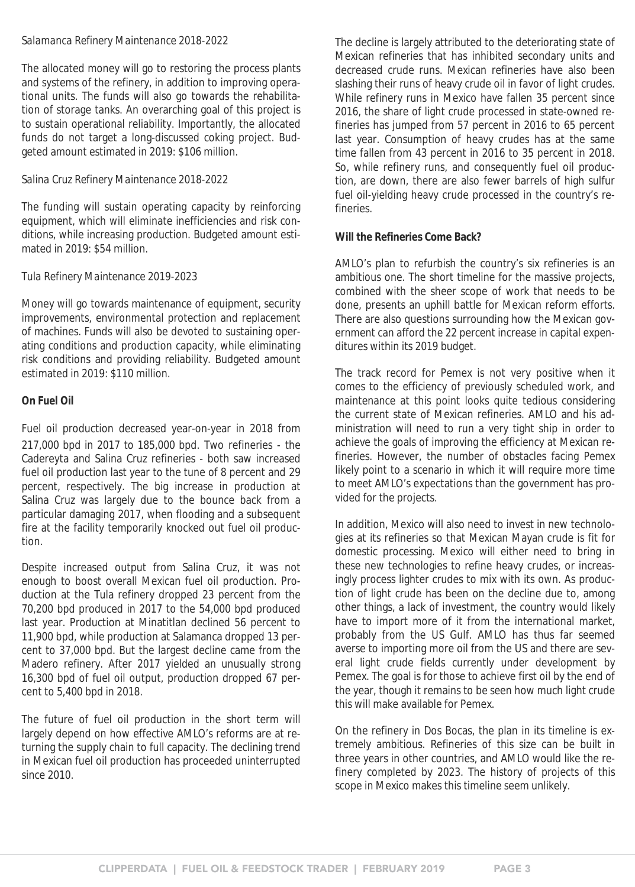*Salamanca Refinery Maintenance 2018-2022*

The allocated money will go to restoring the process plants and systems of the refinery, in addition to improving operational units. The funds will also go towards the rehabilitation of storage tanks. An overarching goal of this project is to sustain operational reliability. Importantly, the allocated funds do not target a long-discussed coking project. Budgeted amount estimated in 2019: $106 million.

*Salina Cruz Refinery Maintenance 2018-2022*

The funding will sustain operating capacity by reinforcing equipment, which will eliminate inefficiencies and risk conditions, while increasing production. Budgeted amount estimated in 2019: $54 million.

*Tula Refinery Maintenance 2019-2023*

Money will go towards maintenance of equipment, security improvements, environmental protection and replacement of machines. Funds will also be devoted to sustaining operating conditions and production capacity, while eliminating risk conditions and providing reliability. Budgeted amount estimated in 2019: $110 million.

**On Fuel Oil**

Fuel oil production decreased year-on-year in 2018 from 217,000 bpd in 2017 to 185,000 bpd. Two refineries - the Cadereyta and Salina Cruz refineries - both saw increased fuel oil production last year to the tune of 8 percent and 29 percent, respectively. The big increase in production at Salina Cruz was largely due to the bounce back from a particular damaging 2017, when flooding and a subsequent fire at the facility temporarily knocked out fuel oil production.

Despite increased output from Salina Cruz, it was not enough to boost overall Mexican fuel oil production. Production at the Tula refinery dropped 23 percent from the 70,200 bpd produced in 2017 to the 54,000 bpd produced last year. Production at Minatitlan declined 56 percent to 11,900 bpd, while production at Salamanca dropped 13 percent to 37,000 bpd. But the largest decline came from the Madero refinery. After 2017 yielded an unusually strong 16,300 bpd of fuel oil output, production dropped 67 percent to 5,400 bpd in 2018.

The future of fuel oil production in the short term will largely depend on how effective AMLO's reforms are at returning the supply chain to full capacity. The declining trend in Mexican fuel oil production has proceeded uninterrupted since 2010.

The decline is largely attributed to the deteriorating state of Mexican refineries that has inhibited secondary units and decreased crude runs. Mexican refineries have also been slashing their runs of heavy crude oil in favor of light crudes. While refinery runs in Mexico have fallen 35 percent since 2016, the share of light crude processed in state-owned refineries has jumped from 57 percent in 2016 to 65 percent last year. Consumption of heavy crudes has at the same time fallen from 43 percent in 2016 to 35 percent in 2018. So, while refinery runs, and consequently fuel oil production, are down, there are also fewer barrels of high sulfur fuel oil-yielding heavy crude processed in the country's refineries.

**Will the Refineries Come Back?**

AMLO's plan to refurbish the country's six refineries is an ambitious one. The short timeline for the massive projects, combined with the sheer scope of work that needs to be done, presents an uphill battle for Mexican reform efforts. There are also questions surrounding how the Mexican government can afford the 22 percent increase in capital expenditures within its 2019 budget.

The track record for Pemex is not very positive when it comes to the efficiency of previously scheduled work, and maintenance at this point looks quite tedious considering the current state of Mexican refineries. AMLO and his administration will need to run a very tight ship in order to achieve the goals of improving the efficiency at Mexican refineries. However, the number of obstacles facing Pemex likely point to a scenario in which it will require more time to meet AMLO's expectations than the government has provided for the projects.

In addition, Mexico will also need to invest in new technologies at its refineries so that Mexican Mayan crude is fit for domestic processing. Mexico will either need to bring in these new technologies to refine heavy crudes, or increasingly process lighter crudes to mix with its own. As production of light crude has been on the decline due to, among other things, a lack of investment, the country would likely have to import more of it from the international market, probably from the US Gulf. AMLO has thus far seemed averse to importing more oil from the US and there are several light crude fields currently under development by Pemex. The goal is for those to achieve first oil by the end of the year, though it remains to be seen how much light crude this will make available for Pemex.

On the refinery in Dos Bocas, the plan in its timeline is extremely ambitious. Refineries of this size can be built in three years in other countries, and AMLO would like the refinery completed by 2023. The history of projects of this scope in Mexico makes this timeline seem unlikely.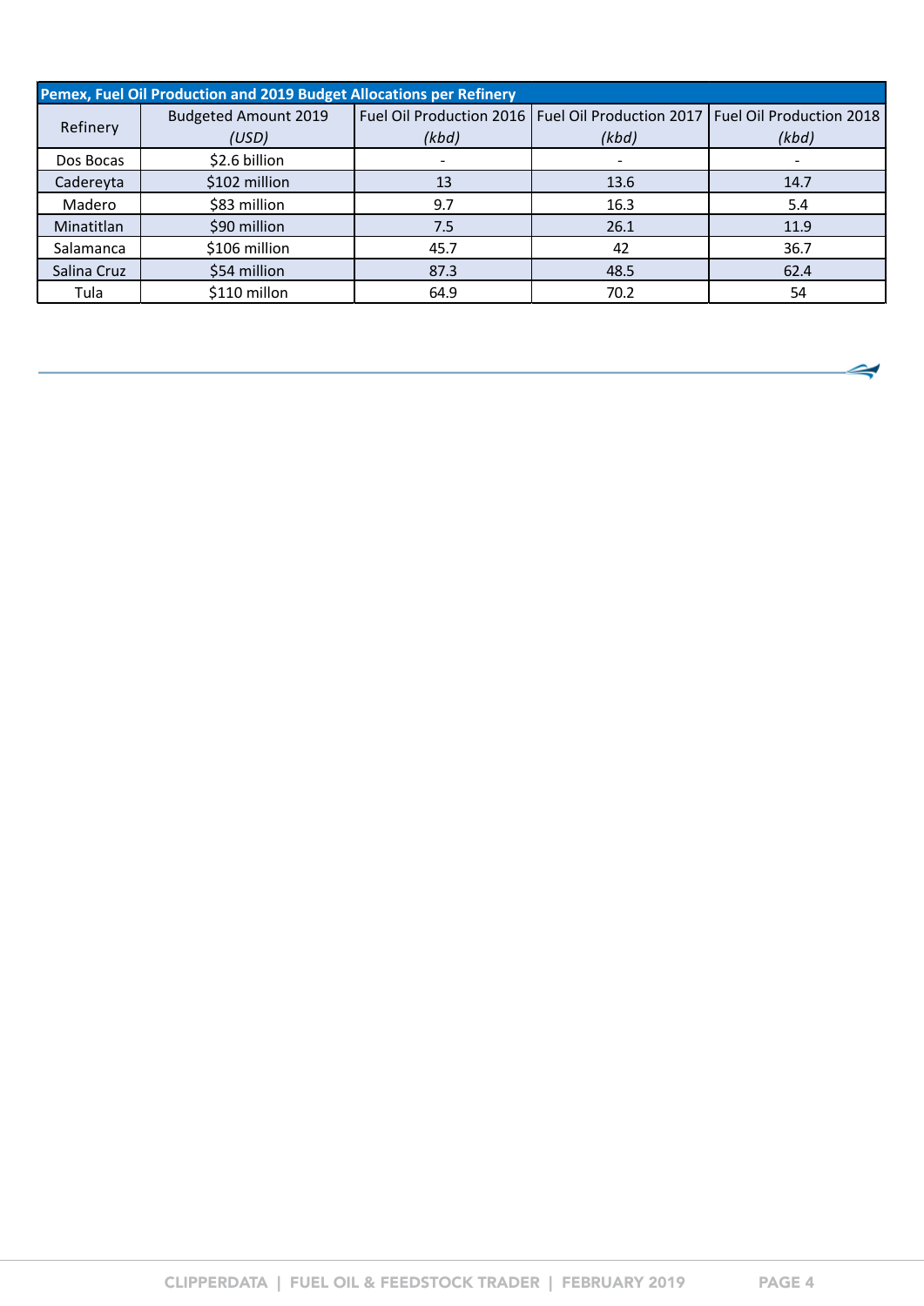**Pemex, Fuel Oil Production and 2019 Budget Allocations per Refinery**

| Refinery | Budgeted Amount 2019 *(USD)* | Fuel Oil Production 2016 *(kbd)* | Fuel Oil Production 2017 *(kbd)* | Fuel Oil Production 2018 *(kbd)* |
|---|---|---|---|---|
| Dos Bocas | $2.6 billion | - | - | - |
| Cadereyta | $102 million | 13 | 13.6 | 14.7 |
| Madero | $83 million | 9.7 | 16.3 | 5.4 |
| Minatitlan | $90 million | 7.5 | 26.1 | 11.9 |
| Salamanca | $106 million | 45.7 | 42 | 36.7 |
| Salina Cruz | $54 million | 87.3 | 48.5 | 62.4 |
| Tula | $110 millon | 64.9 | 70.2 | 54 |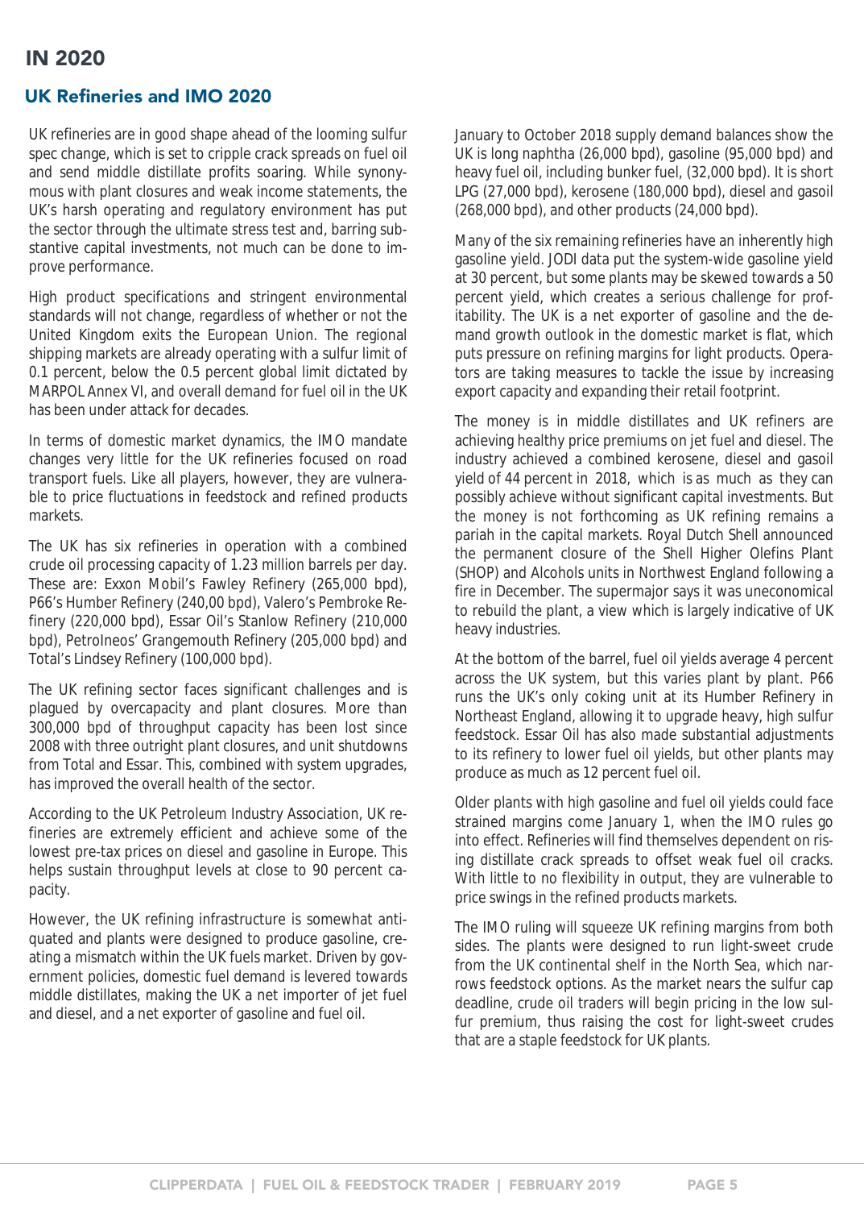# IN 2020

## UK Refineries and IMO 2020

UK refineries are in good shape ahead of the looming sulfur spec change, which is set to cripple crack spreads on fuel oil and send middle distillate profits soaring. While synonymous with plant closures and weak income statements, the UK's harsh operating and regulatory environment has put the sector through the ultimate stress test and, barring substantive capital investments, not much can be done to improve performance.

High product specifications and stringent environmental standards will not change, regardless of whether or not the United Kingdom exits the European Union. The regional shipping markets are already operating with a sulfur limit of 0.1 percent, below the 0.5 percent global limit dictated by MARPOL Annex VI, and overall demand for fuel oil in the UK has been under attack for decades.

In terms of domestic market dynamics, the IMO mandate changes very little for the UK refineries focused on road transport fuels. Like all players, however, they are vulnerable to price fluctuations in feedstock and refined products markets.

The UK has six refineries in operation with a combined crude oil processing capacity of 1.23 million barrels per day. These are: Exxon Mobil's Fawley Refinery (265,000 bpd), P66's Humber Refinery (240,00 bpd), Valero's Pembroke Refinery (220,000 bpd), Essar Oil's Stanlow Refinery (210,000 bpd), PetroIneos' Grangemouth Refinery (205,000 bpd) and Total's Lindsey Refinery (100,000 bpd).

The UK refining sector faces significant challenges and is plagued by overcapacity and plant closures. More than 300,000 bpd of throughput capacity has been lost since 2008 with three outright plant closures, and unit shutdowns from Total and Essar. This, combined with system upgrades, has improved the overall health of the sector.

According to the UK Petroleum Industry Association, UK refineries are extremely efficient and achieve some of the lowest pre-tax prices on diesel and gasoline in Europe. This helps sustain throughput levels at close to 90 percent capacity.

However, the UK refining infrastructure is somewhat antiquated and plants were designed to produce gasoline, creating a mismatch within the UK fuels market. Driven by government policies, domestic fuel demand is levered towards middle distillates, making the UK a net importer of jet fuel and diesel, and a net exporter of gasoline and fuel oil.

January to October 2018 supply demand balances show the UK is long naphtha (26,000 bpd), gasoline (95,000 bpd) and heavy fuel oil, including bunker fuel, (32,000 bpd). It is short LPG (27,000 bpd), kerosene (180,000 bpd), diesel and gasoil (268,000 bpd), and other products (24,000 bpd).

Many of the six remaining refineries have an inherently high gasoline yield. JODI data put the system-wide gasoline yield at 30 percent, but some plants may be skewed towards a 50 percent yield, which creates a serious challenge for profitability. The UK is a net exporter of gasoline and the demand growth outlook in the domestic market is flat, which puts pressure on refining margins for light products. Operators are taking measures to tackle the issue by increasing export capacity and expanding their retail footprint.

The money is in middle distillates and UK refiners are achieving healthy price premiums on jet fuel and diesel. The industry achieved a combined kerosene, diesel and gasoil yield of 44 percent in 2018, which is as much as they can possibly achieve without significant capital investments. But the money is not forthcoming as UK refining remains a pariah in the capital markets. Royal Dutch Shell announced the permanent closure of the Shell Higher Olefins Plant (SHOP) and Alcohols units in Northwest England following a fire in December. The supermajor says it was uneconomical to rebuild the plant, a view which is largely indicative of UK heavy industries.

At the bottom of the barrel, fuel oil yields average 4 percent across the UK system, but this varies plant by plant. P66 runs the UK's only coking unit at its Humber Refinery in Northeast England, allowing it to upgrade heavy, high sulfur feedstock. Essar Oil has also made substantial adjustments to its refinery to lower fuel oil yields, but other plants may produce as much as 12 percent fuel oil.

Older plants with high gasoline and fuel oil yields could face strained margins come January 1, when the IMO rules go into effect. Refineries will find themselves dependent on rising distillate crack spreads to offset weak fuel oil cracks. With little to no flexibility in output, they are vulnerable to price swings in the refined products markets.

The IMO ruling will squeeze UK refining margins from both sides. The plants were designed to run light-sweet crude from the UK continental shelf in the North Sea, which narrows feedstock options. As the market nears the sulfur cap deadline, crude oil traders will begin pricing in the low sulfur premium, thus raising the cost for light-sweet crudes that are a staple feedstock for UK plants.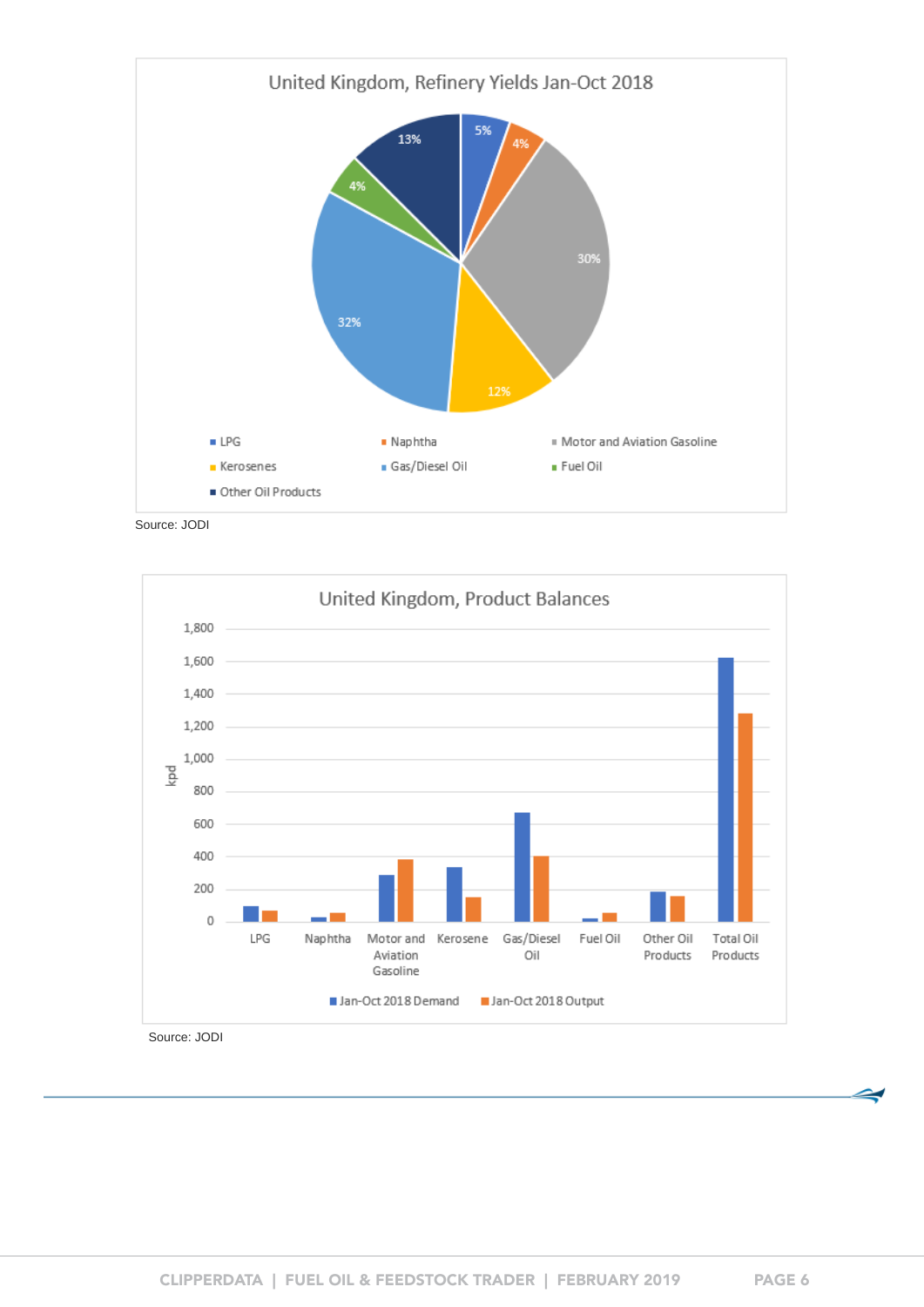## United Kingdom, Refinery Yields Jan-Oct 2018

| Product | Share |
|---|---|
| LPG | 5% |
| Naphtha | 4% |
| Motor and Aviation Gasoline | 30% |
| Kerosenes | 12% |
| Gas/Diesel Oil | 32% |
| Fuel Oil | 4% |
| Other Oil Products | 13% |

Source: JODI

## United Kingdom, Product Balances

kpd

| Product | Jan-Oct 2018 Demand | Jan-Oct 2018 Output |
|---|---|---|
| LPG | ~100 | ~70 |
| Naphtha | ~30 | ~55 |
| Motor and Aviation Gasoline | ~290 | ~385 |
| Kerosene | ~340 | ~150 |
| Gas/Diesel Oil | ~670 | ~405 |
| Fuel Oil | ~20 | ~55 |
| Other Oil Products | ~185 | ~160 |
| Total Oil Products | ~1,625 | ~1,285 |

Source: JODI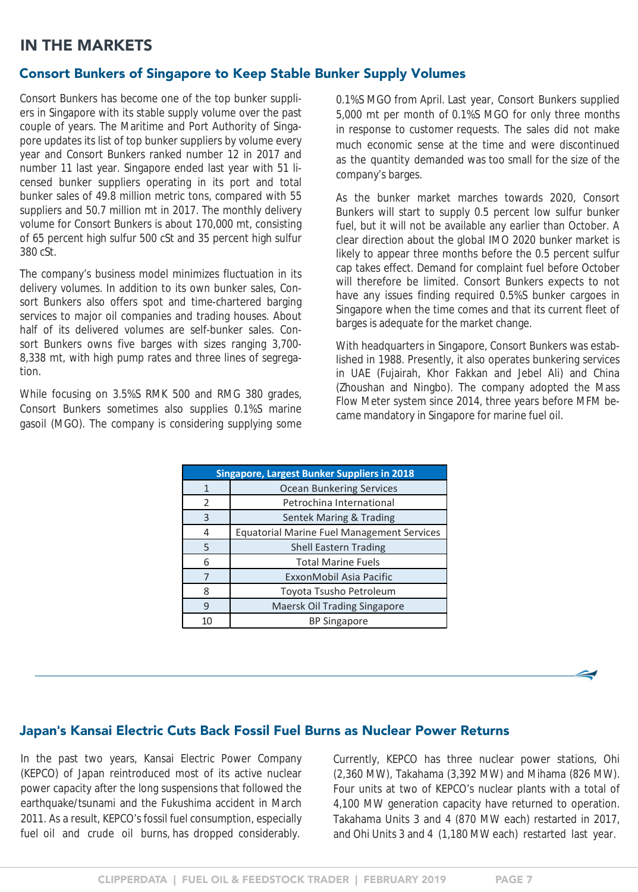# IN THE MARKETS

## Consort Bunkers of Singapore to Keep Stable Bunker Supply Volumes

Consort Bunkers has become one of the top bunker suppliers in Singapore with its stable supply volume over the past couple of years. The Maritime and Port Authority of Singapore updates its list of top bunker suppliers by volume every year and Consort Bunkers ranked number 12 in 2017 and number 11 last year. Singapore ended last year with 51 licensed bunker suppliers operating in its port and total bunker sales of 49.8 million metric tons, compared with 55 suppliers and 50.7 million mt in 2017. The monthly delivery volume for Consort Bunkers is about 170,000 mt, consisting of 65 percent high sulfur 500 cSt and 35 percent high sulfur 380 cSt.

The company's business model minimizes fluctuation in its delivery volumes. In addition to its own bunker sales, Consort Bunkers also offers spot and time-chartered barging services to major oil companies and trading houses. About half of its delivered volumes are self-bunker sales. Consort Bunkers owns five barges with sizes ranging 3,700-8,338 mt, with high pump rates and three lines of segregation.

While focusing on 3.5%S RMK 500 and RMG 380 grades, Consort Bunkers sometimes also supplies 0.1%S marine gasoil (MGO). The company is considering supplying some 0.1%S MGO from April. Last year, Consort Bunkers supplied 5,000 mt per month of 0.1%S MGO for only three months in response to customer requests. The sales did not make much economic sense at the time and were discontinued as the quantity demanded was too small for the size of the company's barges.

As the bunker market marches towards 2020, Consort Bunkers will start to supply 0.5 percent low sulfur bunker fuel, but it will not be available any earlier than October. A clear direction about the global IMO 2020 bunker market is likely to appear three months before the 0.5 percent sulfur cap takes effect. Demand for complaint fuel before October will therefore be limited. Consort Bunkers expects to not have any issues finding required 0.5%S bunker cargoes in Singapore when the time comes and that its current fleet of barges is adequate for the market change.

With headquarters in Singapore, Consort Bunkers was established in 1988. Presently, it also operates bunkering services in UAE (Fujairah, Khor Fakkan and Jebel Ali) and China (Zhoushan and Ningbo). The company adopted the Mass Flow Meter system since 2014, three years before MFM became mandatory in Singapore for marine fuel oil.

| Singapore, Largest Bunker Suppliers in 2018 | |
|---|---|
| 1 | Ocean Bunkering Services |
| 2 | Petrochina International |
| 3 | Sentek Maring & Trading |
| 4 | Equatorial Marine Fuel Management Services |
| 5 | Shell Eastern Trading |
| 6 | Total Marine Fuels |
| 7 | ExxonMobil Asia Pacific |
| 8 | Toyota Tsusho Petroleum |
| 9 | Maersk Oil Trading Singapore |
| 10 | BP Singapore |

## Japan's Kansai Electric Cuts Back Fossil Fuel Burns as Nuclear Power Returns

In the past two years, Kansai Electric Power Company (KEPCO) of Japan reintroduced most of its active nuclear power capacity after the long suspensions that followed the earthquake/tsunami and the Fukushima accident in March 2011. As a result, KEPCO's fossil fuel consumption, especially fuel oil and crude oil burns, has dropped considerably.

Currently, KEPCO has three nuclear power stations, Ohi (2,360 MW), Takahama (3,392 MW) and Mihama (826 MW). Four units at two of KEPCO's nuclear plants with a total of 4,100 MW generation capacity have returned to operation. Takahama Units 3 and 4 (870 MW each) restarted in 2017, and Ohi Units 3 and 4 (1,180 MW each) restarted last year.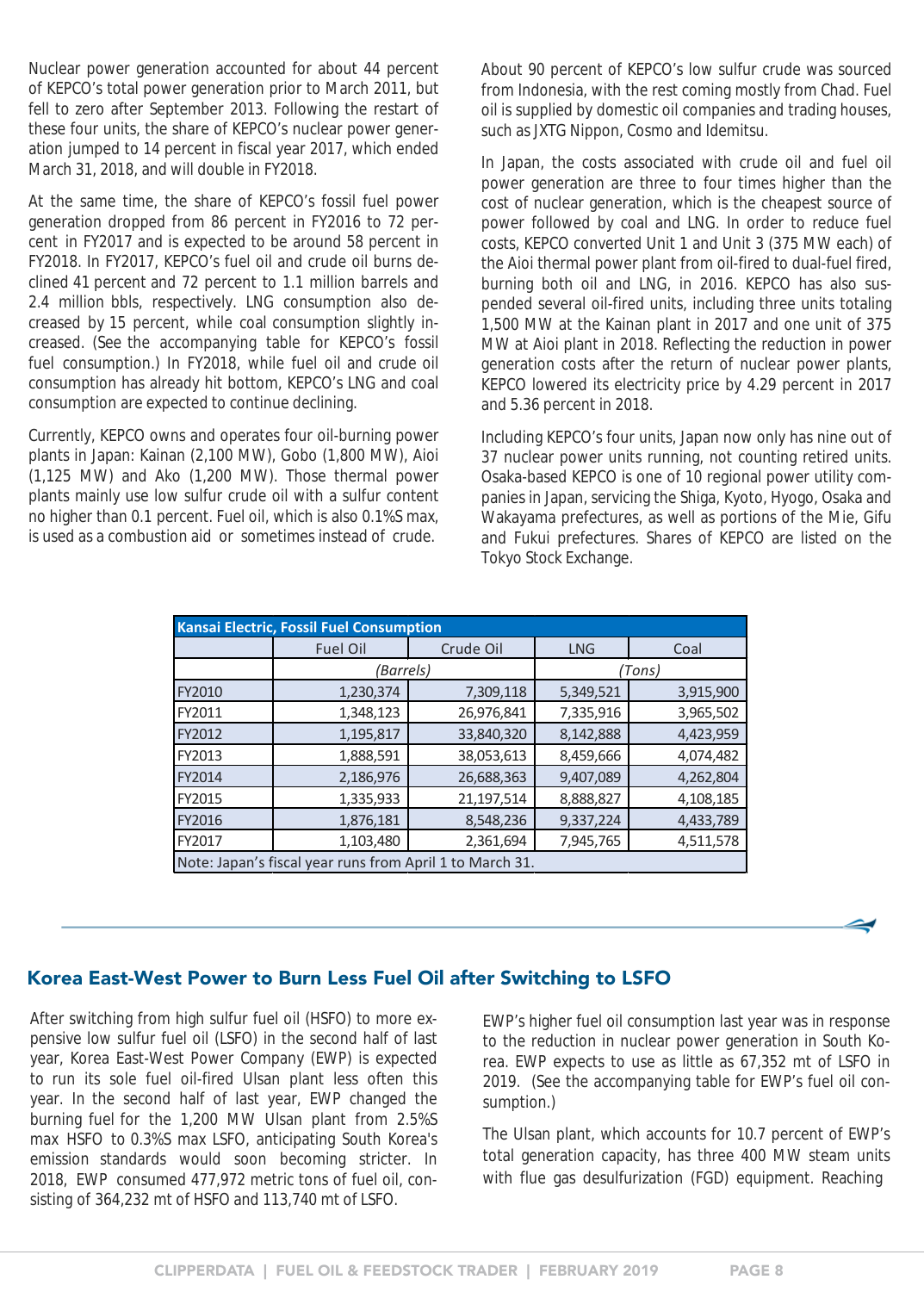Nuclear power generation accounted for about 44 percent of KEPCO's total power generation prior to March 2011, but fell to zero after September 2013. Following the restart of these four units, the share of KEPCO's nuclear power generation jumped to 14 percent in fiscal year 2017, which ended March 31, 2018, and will double in FY2018.

At the same time, the share of KEPCO's fossil fuel power generation dropped from 86 percent in FY2016 to 72 percent in FY2017 and is expected to be around 58 percent in FY2018. In FY2017, KEPCO's fuel oil and crude oil burns declined 41 percent and 72 percent to 1.1 million barrels and 2.4 million bbls, respectively. LNG consumption also decreased by 15 percent, while coal consumption slightly increased. (See the accompanying table for KEPCO's fossil fuel consumption.) In FY2018, while fuel oil and crude oil consumption has already hit bottom, KEPCO's LNG and coal consumption are expected to continue declining.

Currently, KEPCO owns and operates four oil-burning power plants in Japan: Kainan (2,100 MW), Gobo (1,800 MW), Aioi (1,125 MW) and Ako (1,200 MW). Those thermal power plants mainly use low sulfur crude oil with a sulfur content no higher than 0.1 percent. Fuel oil, which is also 0.1%S max, is used as a combustion aid or sometimes instead of crude.

About 90 percent of KEPCO's low sulfur crude was sourced from Indonesia, with the rest coming mostly from Chad. Fuel oil is supplied by domestic oil companies and trading houses, such as JXTG Nippon, Cosmo and Idemitsu.

In Japan, the costs associated with crude oil and fuel oil power generation are three to four times higher than the cost of nuclear generation, which is the cheapest source of power followed by coal and LNG. In order to reduce fuel costs, KEPCO converted Unit 1 and Unit 3 (375 MW each) of the Aioi thermal power plant from oil-fired to dual-fuel fired, burning both oil and LNG, in 2016. KEPCO has also suspended several oil-fired units, including three units totaling 1,500 MW at the Kainan plant in 2017 and one unit of 375 MW at Aioi plant in 2018. Reflecting the reduction in power generation costs after the return of nuclear power plants, KEPCO lowered its electricity price by 4.29 percent in 2017 and 5.36 percent in 2018.

Including KEPCO's four units, Japan now only has nine out of 37 nuclear power units running, not counting retired units. Osaka-based KEPCO is one of 10 regional power utility companies in Japan, servicing the Shiga, Kyoto, Hyogo, Osaka and Wakayama prefectures, as well as portions of the Mie, Gifu and Fukui prefectures. Shares of KEPCO are listed on the Tokyo Stock Exchange.

**Kansai Electric, Fossil Fuel Consumption**

| | Fuel Oil | Crude Oil | LNG | Coal |
|---|---|---|---|---|
| | *(Barrels)* | | *(Tons)* | |
| FY2010 | 1,230,374 | 7,309,118 | 5,349,521 | 3,915,900 |
| FY2011 | 1,348,123 | 26,976,841 | 7,335,916 | 3,965,502 |
| FY2012 | 1,195,817 | 33,840,320 | 8,142,888 | 4,423,959 |
| FY2013 | 1,888,591 | 38,053,613 | 8,459,666 | 4,074,482 |
| FY2014 | 2,186,976 | 26,688,363 | 9,407,089 | 4,262,804 |
| FY2015 | 1,335,933 | 21,197,514 | 8,888,827 | 4,108,185 |
| FY2016 | 1,876,181 | 8,548,236 | 9,337,224 | 4,433,789 |
| FY2017 | 1,103,480 | 2,361,694 | 7,945,765 | 4,511,578 |

Note: Japan's fiscal year runs from April 1 to March 31.

## Korea East-West Power to Burn Less Fuel Oil after Switching to LSFO

After switching from high sulfur fuel oil (HSFO) to more expensive low sulfur fuel oil (LSFO) in the second half of last year, Korea East-West Power Company (EWP) is expected to run its sole fuel oil-fired Ulsan plant less often this year. In the second half of last year, EWP changed the burning fuel for the 1,200 MW Ulsan plant from 2.5%S max HSFO to 0.3%S max LSFO, anticipating South Korea's emission standards would soon becoming stricter. In 2018, EWP consumed 477,972 metric tons of fuel oil, consisting of 364,232 mt of HSFO and 113,740 mt of LSFO.

EWP's higher fuel oil consumption last year was in response to the reduction in nuclear power generation in South Korea. EWP expects to use as little as 67,352 mt of LSFO in 2019. (See the accompanying table for EWP's fuel oil consumption.)

The Ulsan plant, which accounts for 10.7 percent of EWP's total generation capacity, has three 400 MW steam units with flue gas desulfurization (FGD) equipment. Reaching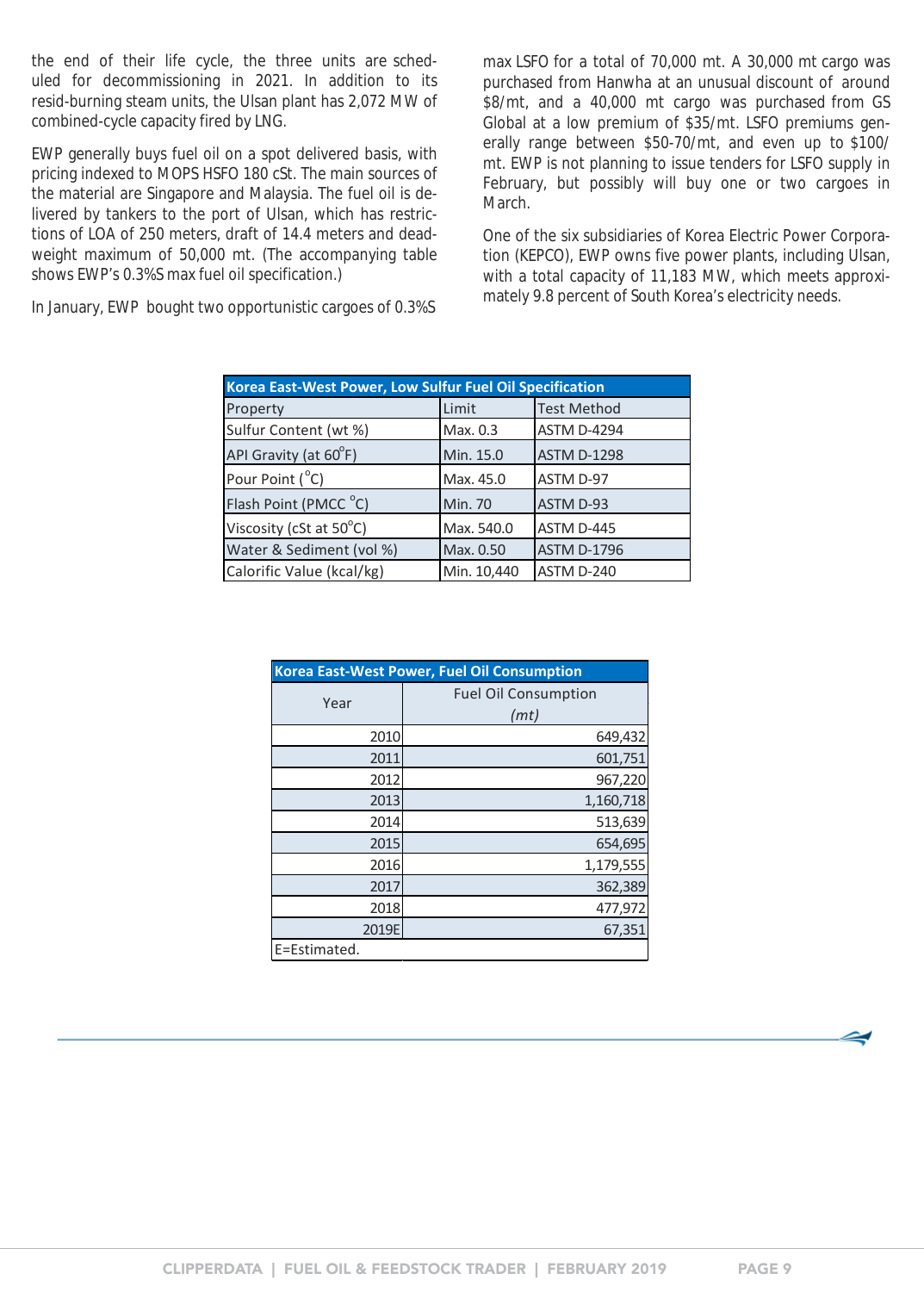the end of their life cycle, the three units are scheduled for decommissioning in 2021. In addition to its resid-burning steam units, the Ulsan plant has 2,072 MW of combined-cycle capacity fired by LNG.

EWP generally buys fuel oil on a spot delivered basis, with pricing indexed to MOPS HSFO 180 cSt. The main sources of the material are Singapore and Malaysia. The fuel oil is delivered by tankers to the port of Ulsan, which has restrictions of LOA of 250 meters, draft of 14.4 meters and deadweight maximum of 50,000 mt. (The accompanying table shows EWP's 0.3%S max fuel oil specification.)

In January, EWP bought two opportunistic cargoes of 0.3%S max LSFO for a total of 70,000 mt. A 30,000 mt cargo was purchased from Hanwha at an unusual discount of around $8/mt, and a 40,000 mt cargo was purchased from GS Global at a low premium of $35/mt. LSFO premiums generally range between $50-70/mt, and even up to $100/mt. EWP is not planning to issue tenders for LSFO supply in February, but possibly will buy one or two cargoes in March.

One of the six subsidiaries of Korea Electric Power Corporation (KEPCO), EWP owns five power plants, including Ulsan, with a total capacity of 11,183 MW, which meets approximately 9.8 percent of South Korea's electricity needs.

**Korea East-West Power, Low Sulfur Fuel Oil Specification**

| Property | Limit | Test Method |
|---|---|---|
| Sulfur Content (wt %) | Max. 0.3 | ASTM D-4294 |
| API Gravity (at 60°F) | Min. 15.0 | ASTM D-1298 |
| Pour Point (°C) | Max. 45.0 | ASTM D-97 |
| Flash Point (PMCC °C) | Min. 70 | ASTM D-93 |
| Viscosity (cSt at 50°C) | Max. 540.0 | ASTM D-445 |
| Water & Sediment (vol %) | Max. 0.50 | ASTM D-1796 |
| Calorific Value (kcal/kg) | Min. 10,440 | ASTM D-240 |

**Korea East-West Power, Fuel Oil Consumption**

| Year | Fuel Oil Consumption *(mt)* |
|---|---|
| 2010 | 649,432 |
| 2011 | 601,751 |
| 2012 | 967,220 |
| 2013 | 1,160,718 |
| 2014 | 513,639 |
| 2015 | 654,695 |
| 2016 | 1,179,555 |
| 2017 | 362,389 |
| 2018 | 477,972 |
| 2019E | 67,351 |

E=Estimated.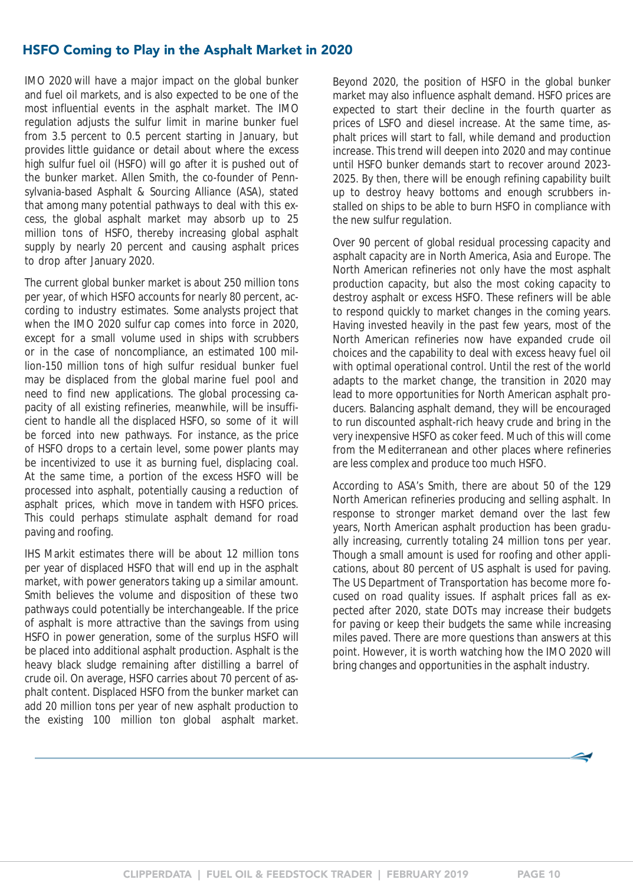## HSFO Coming to Play in the Asphalt Market in 2020

IMO 2020 will have a major impact on the global bunker and fuel oil markets, and is also expected to be one of the most influential events in the asphalt market. The IMO regulation adjusts the sulfur limit in marine bunker fuel from 3.5 percent to 0.5 percent starting in January, but provides little guidance or detail about where the excess high sulfur fuel oil (HSFO) will go after it is pushed out of the bunker market. Allen Smith, the co-founder of Pennsylvania-based Asphalt & Sourcing Alliance (ASA), stated that among many potential pathways to deal with this excess, the global asphalt market may absorb up to 25 million tons of HSFO, thereby increasing global asphalt supply by nearly 20 percent and causing asphalt prices to drop after January 2020.

The current global bunker market is about 250 million tons per year, of which HSFO accounts for nearly 80 percent, according to industry estimates. Some analysts project that when the IMO 2020 sulfur cap comes into force in 2020, except for a small volume used in ships with scrubbers or in the case of noncompliance, an estimated 100 million-150 million tons of high sulfur residual bunker fuel may be displaced from the global marine fuel pool and need to find new applications. The global processing capacity of all existing refineries, meanwhile, will be insufficient to handle all the displaced HSFO, so some of it will be forced into new pathways. For instance, as the price of HSFO drops to a certain level, some power plants may be incentivized to use it as burning fuel, displacing coal. At the same time, a portion of the excess HSFO will be processed into asphalt, potentially causing a reduction of asphalt prices, which move in tandem with HSFO prices. This could perhaps stimulate asphalt demand for road paving and roofing.

IHS Markit estimates there will be about 12 million tons per year of displaced HSFO that will end up in the asphalt market, with power generators taking up a similar amount. Smith believes the volume and disposition of these two pathways could potentially be interchangeable. If the price of asphalt is more attractive than the savings from using HSFO in power generation, some of the surplus HSFO will be placed into additional asphalt production. Asphalt is the heavy black sludge remaining after distilling a barrel of crude oil. On average, HSFO carries about 70 percent of asphalt content. Displaced HSFO from the bunker market can add 20 million tons per year of new asphalt production to the existing 100 million ton global asphalt market.

Beyond 2020, the position of HSFO in the global bunker market may also influence asphalt demand. HSFO prices are expected to start their decline in the fourth quarter as prices of LSFO and diesel increase. At the same time, asphalt prices will start to fall, while demand and production increase. This trend will deepen into 2020 and may continue until HSFO bunker demands start to recover around 2023-2025. By then, there will be enough refining capability built up to destroy heavy bottoms and enough scrubbers installed on ships to be able to burn HSFO in compliance with the new sulfur regulation.

Over 90 percent of global residual processing capacity and asphalt capacity are in North America, Asia and Europe. The North American refineries not only have the most asphalt production capacity, but also the most coking capacity to destroy asphalt or excess HSFO. These refiners will be able to respond quickly to market changes in the coming years. Having invested heavily in the past few years, most of the North American refineries now have expanded crude oil choices and the capability to deal with excess heavy fuel oil with optimal operational control. Until the rest of the world adapts to the market change, the transition in 2020 may lead to more opportunities for North American asphalt producers. Balancing asphalt demand, they will be encouraged to run discounted asphalt-rich heavy crude and bring in the very inexpensive HSFO as coker feed. Much of this will come from the Mediterranean and other places where refineries are less complex and produce too much HSFO.

According to ASA's Smith, there are about 50 of the 129 North American refineries producing and selling asphalt. In response to stronger market demand over the last few years, North American asphalt production has been gradually increasing, currently totaling 24 million tons per year. Though a small amount is used for roofing and other applications, about 80 percent of US asphalt is used for paving. The US Department of Transportation has become more focused on road quality issues. If asphalt prices fall as expected after 2020, state DOTs may increase their budgets for paving or keep their budgets the same while increasing miles paved. There are more questions than answers at this point. However, it is worth watching how the IMO 2020 will bring changes and opportunities in the asphalt industry.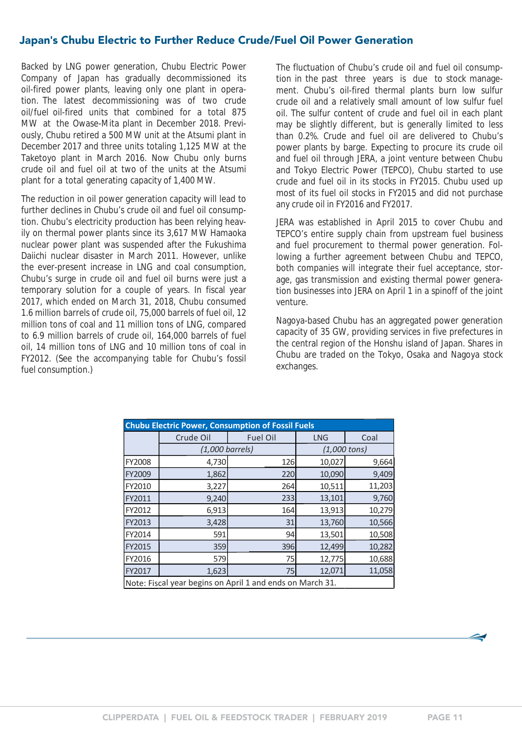## Japan's Chubu Electric to Further Reduce Crude/Fuel Oil Power Generation

Backed by LNG power generation, Chubu Electric Power Company of Japan has gradually decommissioned its oil-fired power plants, leaving only one plant in operation. The latest decommissioning was of two crude oil/fuel oil-fired units that combined for a total 875 MW at the Owase-Mita plant in December 2018. Previously, Chubu retired a 500 MW unit at the Atsumi plant in December 2017 and three units totaling 1,125 MW at the Taketoyo plant in March 2016. Now Chubu only burns crude oil and fuel oil at two of the units at the Atsumi plant for a total generating capacity of 1,400 MW.

The reduction in oil power generation capacity will lead to further declines in Chubu's crude oil and fuel oil consumption. Chubu's electricity production has been relying heavily on thermal power plants since its 3,617 MW Hamaoka nuclear power plant was suspended after the Fukushima Daiichi nuclear disaster in March 2011. However, unlike the ever-present increase in LNG and coal consumption, Chubu's surge in crude oil and fuel oil burns were just a temporary solution for a couple of years. In fiscal year 2017, which ended on March 31, 2018, Chubu consumed 1.6 million barrels of crude oil, 75,000 barrels of fuel oil, 12 million tons of coal and 11 million tons of LNG, compared to 6.9 million barrels of crude oil, 164,000 barrels of fuel oil, 14 million tons of LNG and 10 million tons of coal in FY2012. (See the accompanying table for Chubu's fossil fuel consumption.)

The fluctuation of Chubu's crude oil and fuel oil consumption in the past three years is due to stock management. Chubu's oil-fired thermal plants burn low sulfur crude oil and a relatively small amount of low sulfur fuel oil. The sulfur content of crude and fuel oil in each plant may be slightly different, but is generally limited to less than 0.2%. Crude and fuel oil are delivered to Chubu's power plants by barge. Expecting to procure its crude oil and fuel oil through JERA, a joint venture between Chubu and Tokyo Electric Power (TEPCO), Chubu started to use crude and fuel oil in its stocks in FY2015. Chubu used up most of its fuel oil stocks in FY2015 and did not purchase any crude oil in FY2016 and FY2017.

JERA was established in April 2015 to cover Chubu and TEPCO's entire supply chain from upstream fuel business and fuel procurement to thermal power generation. Following a further agreement between Chubu and TEPCO, both companies will integrate their fuel acceptance, storage, gas transmission and existing thermal power generation businesses into JERA on April 1 in a spinoff of the joint venture.

Nagoya-based Chubu has an aggregated power generation capacity of 35 GW, providing services in five prefectures in the central region of the Honshu island of Japan. Shares in Chubu are traded on the Tokyo, Osaka and Nagoya stock exchanges.

**Chubu Electric Power, Consumption of Fossil Fuels**

| | Crude Oil | Fuel Oil | LNG | Coal |
|---|---|---|---|---|
| | *(1,000 barrels)* | | *(1,000 tons)* | |
| FY2008 | 4,730 | 126 | 10,027 | 9,664 |
| FY2009 | 1,862 | 220 | 10,090 | 9,409 |
| FY2010 | 3,227 | 264 | 10,511 | 11,203 |
| FY2011 | 9,240 | 233 | 13,101 | 9,760 |
| FY2012 | 6,913 | 164 | 13,913 | 10,279 |
| FY2013 | 3,428 | 31 | 13,760 | 10,566 |
| FY2014 | 591 | 94 | 13,501 | 10,508 |
| FY2015 | 359 | 396 | 12,499 | 10,282 |
| FY2016 | 579 | 75 | 12,775 | 10,688 |
| FY2017 | 1,623 | 75 | 12,071 | 11,058 |

Note: Fiscal year begins on April 1 and ends on March 31.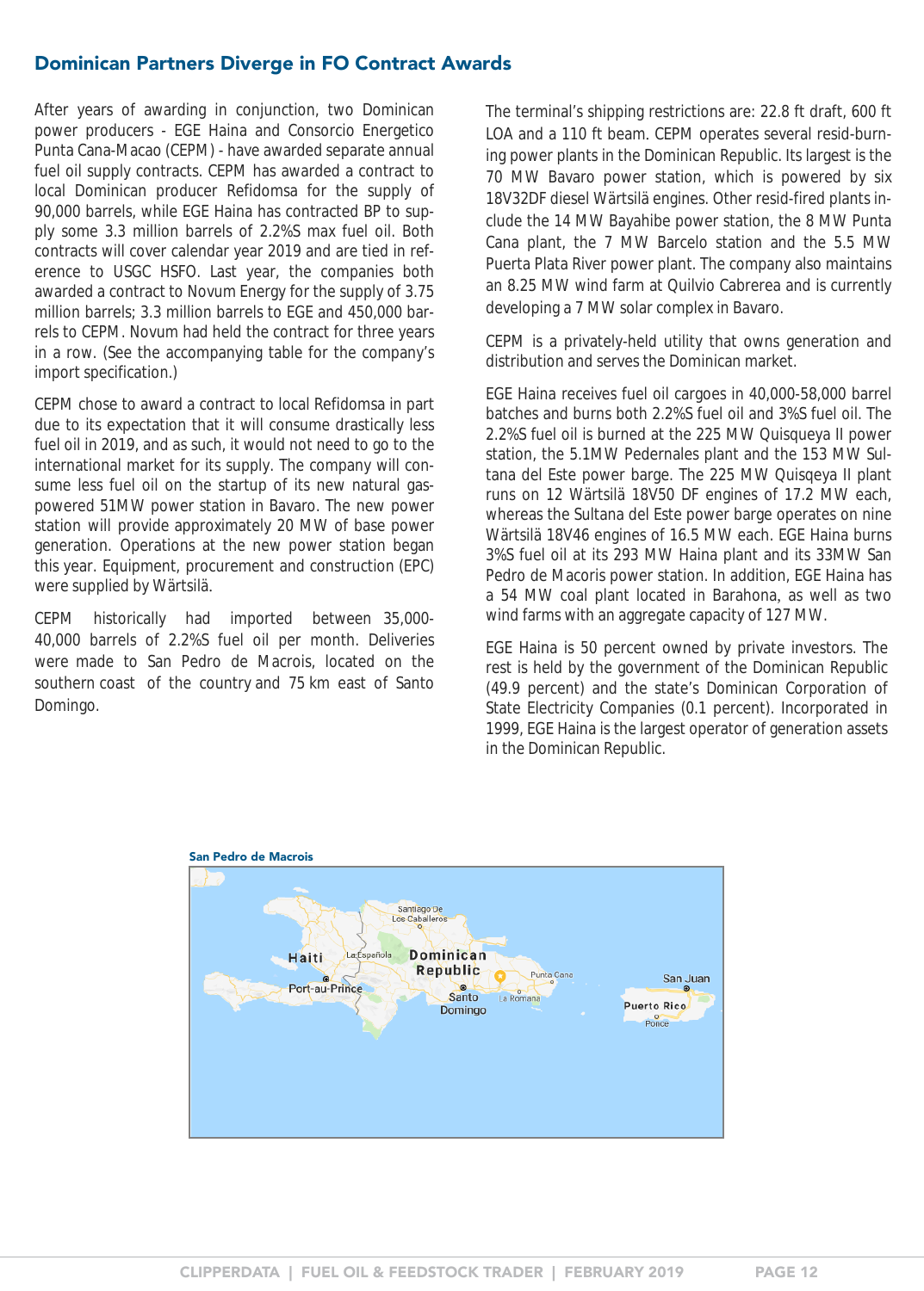## Dominican Partners Diverge in FO Contract Awards

After years of awarding in conjunction, two Dominican power producers - EGE Haina and Consorcio Energetico Punta Cana-Macao (CEPM) - have awarded separate annual fuel oil supply contracts. CEPM has awarded a contract to local Dominican producer Refidomsa for the supply of 90,000 barrels, while EGE Haina has contracted BP to supply some 3.3 million barrels of 2.2%S max fuel oil. Both contracts will cover calendar year 2019 and are tied in reference to USGC HSFO. Last year, the companies both awarded a contract to Novum Energy for the supply of 3.75 million barrels; 3.3 million barrels to EGE and 450,000 barrels to CEPM. Novum had held the contract for three years in a row. (See the accompanying table for the company's import specification.)

CEPM chose to award a contract to local Refidomsa in part due to its expectation that it will consume drastically less fuel oil in 2019, and as such, it would not need to go to the international market for its supply. The company will consume less fuel oil on the startup of its new natural gas-powered 51MW power station in Bavaro. The new power station will provide approximately 20 MW of base power generation. Operations at the new power station began this year. Equipment, procurement and construction (EPC) were supplied by Wärtsilä.

CEPM historically had imported between 35,000-40,000 barrels of 2.2%S fuel oil per month. Deliveries were made to San Pedro de Macrois, located on the southern coast of the country and 75 km east of Santo Domingo.

The terminal's shipping restrictions are: 22.8 ft draft, 600 ft LOA and a 110 ft beam. CEPM operates several resid-burning power plants in the Dominican Republic. Its largest is the 70 MW Bavaro power station, which is powered by six 18V32DF diesel Wärtsilä engines. Other resid-fired plants include the 14 MW Bayahibe power station, the 8 MW Punta Cana plant, the 7 MW Barcelo station and the 5.5 MW Puerta Plata River power plant. The company also maintains an 8.25 MW wind farm at Quilvio Cabrerea and is currently developing a 7 MW solar complex in Bavaro.

CEPM is a privately-held utility that owns generation and distribution and serves the Dominican market.

EGE Haina receives fuel oil cargoes in 40,000-58,000 barrel batches and burns both 2.2%S fuel oil and 3%S fuel oil. The 2.2%S fuel oil is burned at the 225 MW Quisqueya II power station, the 5.1MW Pedernales plant and the 153 MW Sultana del Este power barge. The 225 MW Quisqeya II plant runs on 12 Wärtsilä 18V50 DF engines of 17.2 MW each, whereas the Sultana del Este power barge operates on nine Wärtsilä 18V46 engines of 16.5 MW each. EGE Haina burns 3%S fuel oil at its 293 MW Haina plant and its 33MW San Pedro de Macoris power station. In addition, EGE Haina has a 54 MW coal plant located in Barahona, as well as two wind farms with an aggregate capacity of 127 MW.

EGE Haina is 50 percent owned by private investors. The rest is held by the government of the Dominican Republic (49.9 percent) and the state's Dominican Corporation of State Electricity Companies (0.1 percent). Incorporated in 1999, EGE Haina is the largest operator of generation assets in the Dominican Republic.

San Pedro de Macrois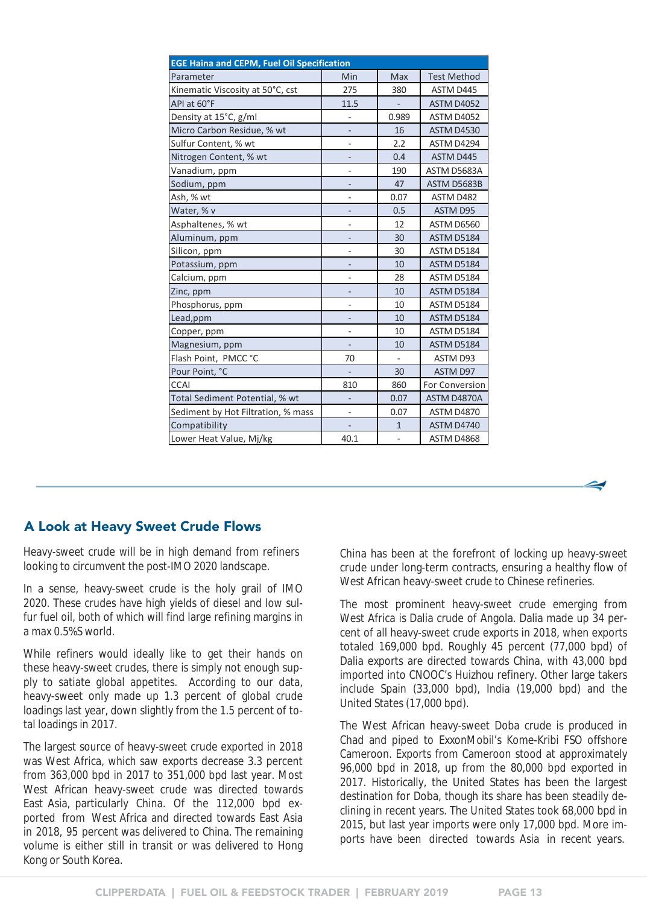| EGE Haina and CEPM, Fuel Oil Specification | | | |
|---|---|---|---|
| Parameter | Min | Max | Test Method |
| Kinematic Viscosity at 50°C, cst | 275 | 380 | ASTM D445 |
| API at 60°F | 11.5 | - | ASTM D4052 |
| Density at 15°C, g/ml | - | 0.989 | ASTM D4052 |
| Micro Carbon Residue, % wt | - | 16 | ASTM D4530 |
| Sulfur Content, % wt | - | 2.2 | ASTM D4294 |
| Nitrogen Content, % wt | - | 0.4 | ASTM D445 |
| Vanadium, ppm | - | 190 | ASTM D5683A |
| Sodium, ppm | - | 47 | ASTM D5683B |
| Ash, % wt | - | 0.07 | ASTM D482 |
| Water, % v | - | 0.5 | ASTM D95 |
| Asphaltenes, % wt | - | 12 | ASTM D6560 |
| Aluminum, ppm | - | 30 | ASTM D5184 |
| Silicon, ppm | - | 30 | ASTM D5184 |
| Potassium, ppm | - | 10 | ASTM D5184 |
| Calcium, ppm | - | 28 | ASTM D5184 |
| Zinc, ppm | - | 10 | ASTM D5184 |
| Phosphorus, ppm | - | 10 | ASTM D5184 |
| Lead,ppm | - | 10 | ASTM D5184 |
| Copper, ppm | - | 10 | ASTM D5184 |
| Magnesium, ppm | - | 10 | ASTM D5184 |
| Flash Point, PMCC °C | 70 | - | ASTM D93 |
| Pour Point, °C | - | 30 | ASTM D97 |
| CCAI | 810 | 860 | For Conversion |
| Total Sediment Potential, % wt | - | 0.07 | ASTM D4870A |
| Sediment by Hot Filtration, % mass | - | 0.07 | ASTM D4870 |
| Compatibility | - | 1 | ASTM D4740 |
| Lower Heat Value, Mj/kg | 40.1 | - | ASTM D4868 |

## A Look at Heavy Sweet Crude Flows

Heavy-sweet crude will be in high demand from refiners looking to circumvent the post-IMO 2020 landscape.

In a sense, heavy-sweet crude is the holy grail of IMO 2020. These crudes have high yields of diesel and low sulfur fuel oil, both of which will find large refining margins in a max 0.5%S world.

While refiners would ideally like to get their hands on these heavy-sweet crudes, there is simply not enough supply to satiate global appetites. According to our data, heavy-sweet only made up 1.3 percent of global crude loadings last year, down slightly from the 1.5 percent of total loadings in 2017.

The largest source of heavy-sweet crude exported in 2018 was West Africa, which saw exports decrease 3.3 percent from 363,000 bpd in 2017 to 351,000 bpd last year. Most West African heavy-sweet crude was directed towards East Asia, particularly China. Of the 112,000 bpd exported from West Africa and directed towards East Asia in 2018, 95 percent was delivered to China. The remaining volume is either still in transit or was delivered to Hong Kong or South Korea.

China has been at the forefront of locking up heavy-sweet crude under long-term contracts, ensuring a healthy flow of West African heavy-sweet crude to Chinese refineries.

The most prominent heavy-sweet crude emerging from West Africa is Dalia crude of Angola. Dalia made up 34 percent of all heavy-sweet crude exports in 2018, when exports totaled 169,000 bpd. Roughly 45 percent (77,000 bpd) of Dalia exports are directed towards China, with 43,000 bpd imported into CNOOC's Huizhou refinery. Other large takers include Spain (33,000 bpd), India (19,000 bpd) and the United States (17,000 bpd).

The West African heavy-sweet Doba crude is produced in Chad and piped to ExxonMobil's Kome-Kribi FSO offshore Cameroon. Exports from Cameroon stood at approximately 96,000 bpd in 2018, up from the 80,000 bpd exported in 2017. Historically, the United States has been the largest destination for Doba, though its share has been steadily declining in recent years. The United States took 68,000 bpd in 2015, but last year imports were only 17,000 bpd. More imports have been directed towards Asia in recent years.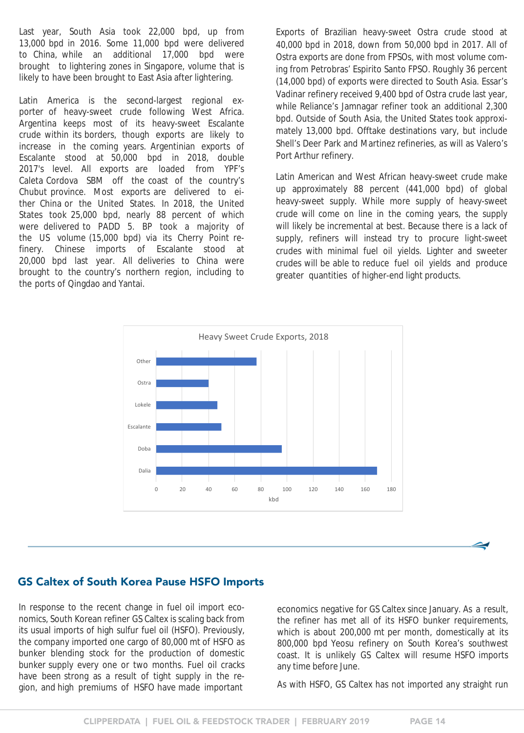Last year, South Asia took 22,000 bpd, up from 13,000 bpd in 2016. Some 11,000 bpd were delivered to China, while an additional 17,000 bpd were brought to lightering zones in Singapore, volume that is likely to have been brought to East Asia after lightering.

Latin America is the second-largest regional exporter of heavy-sweet crude following West Africa. Argentina keeps most of its heavy-sweet Escalante crude within its borders, though exports are likely to increase in the coming years. Argentinian exports of Escalante stood at 50,000 bpd in 2018, double 2017's level. All exports are loaded from YPF's Caleta Cordova SBM off the coast of the country's Chubut province. Most exports are delivered to either China or the United States. In 2018, the United States took 25,000 bpd, nearly 88 percent of which were delivered to PADD 5. BP took a majority of the US volume (15,000 bpd) via its Cherry Point refinery. Chinese imports of Escalante stood at 20,000 bpd last year. All deliveries to China were brought to the country's northern region, including to the ports of Qingdao and Yantai.

Exports of Brazilian heavy-sweet Ostra crude stood at 40,000 bpd in 2018, down from 50,000 bpd in 2017. All of Ostra exports are done from FPSOs, with most volume coming from Petrobras' Espirito Santo FPSO. Roughly 36 percent (14,000 bpd) of exports were directed to South Asia. Essar's Vadinar refinery received 9,400 bpd of Ostra crude last year, while Reliance's Jamnagar refiner took an additional 2,300 bpd. Outside of South Asia, the United States took approximately 13,000 bpd. Offtake destinations vary, but include Shell's Deer Park and Martinez refineries, as will as Valero's Port Arthur refinery.

Latin American and West African heavy-sweet crude make up approximately 88 percent (441,000 bpd) of global heavy-sweet supply. While more supply of heavy-sweet crude will come on line in the coming years, the supply will likely be incremental at best. Because there is a lack of supply, refiners will instead try to procure light-sweet crudes with minimal fuel oil yields. Lighter and sweeter crudes will be able to reduce fuel oil yields and produce greater quantities of higher-end light products.

**Heavy Sweet Crude Exports, 2018**

| Grade | kbd (approx.) |
|---|---|
| Other | ~77 |
| Ostra | ~40 |
| Lokele | ~47 |
| Escalante | ~50 |
| Doba | ~96 |
| Dalia | ~169 |

## GS Caltex of South Korea Pause HSFO Imports

In response to the recent change in fuel oil import economics, South Korean refiner GS Caltex is scaling back from its usual imports of high sulfur fuel oil (HSFO). Previously, the company imported one cargo of 80,000 mt of HSFO as bunker blending stock for the production of domestic bunker supply every one or two months. Fuel oil cracks have been strong as a result of tight supply in the region, and high premiums of HSFO have made important economics negative for GS Caltex since January. As a result, the refiner has met all of its HSFO bunker requirements, which is about 200,000 mt per month, domestically at its 800,000 bpd Yeosu refinery on South Korea's southwest coast. It is unlikely GS Caltex will resume HSFO imports any time before June.

As with HSFO, GS Caltex has not imported any straight run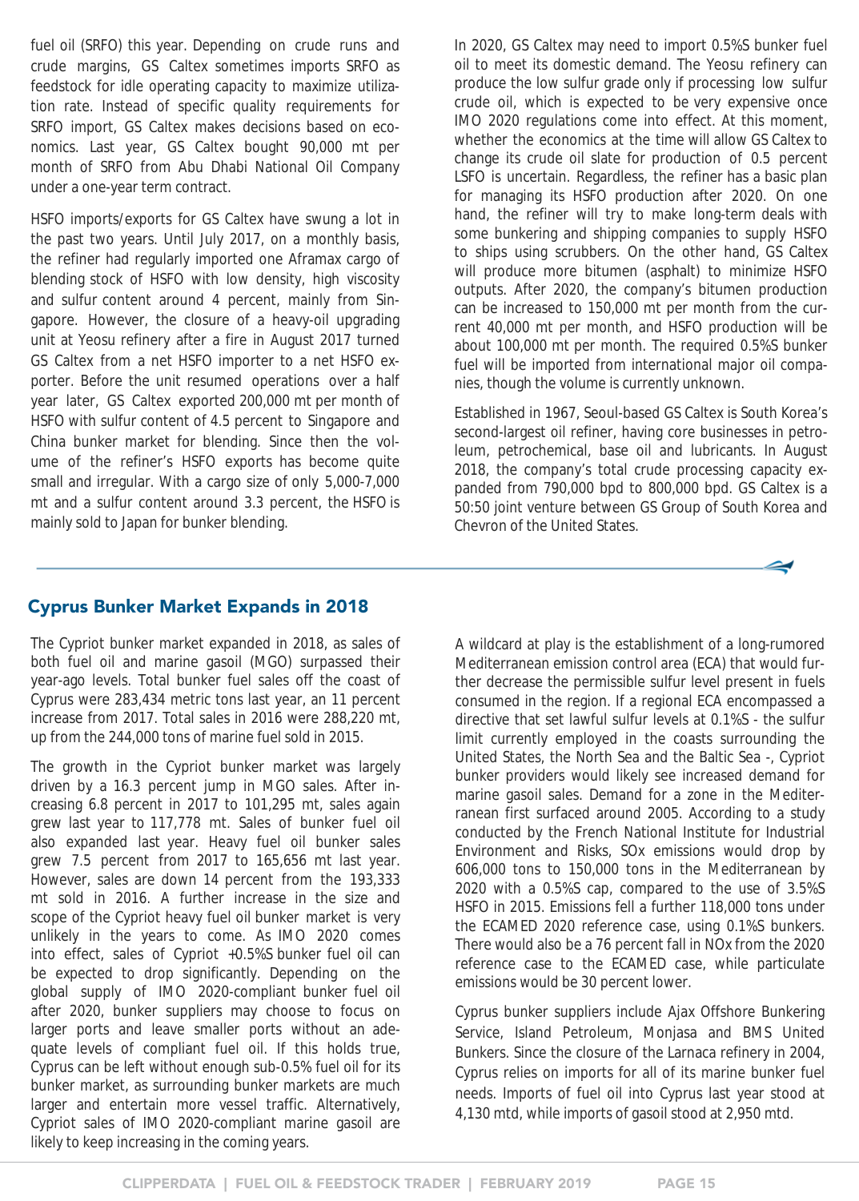fuel oil (SRFO) this year. Depending on crude runs and crude margins, GS Caltex sometimes imports SRFO as feedstock for idle operating capacity to maximize utilization rate. Instead of specific quality requirements for SRFO import, GS Caltex makes decisions based on economics. Last year, GS Caltex bought 90,000 mt per month of SRFO from Abu Dhabi National Oil Company under a one-year term contract.

HSFO imports/exports for GS Caltex have swung a lot in the past two years. Until July 2017, on a monthly basis, the refiner had regularly imported one Aframax cargo of blending stock of HSFO with low density, high viscosity and sulfur content around 4 percent, mainly from Singapore. However, the closure of a heavy-oil upgrading unit at Yeosu refinery after a fire in August 2017 turned GS Caltex from a net HSFO importer to a net HSFO exporter. Before the unit resumed operations over a half year later, GS Caltex exported 200,000 mt per month of HSFO with sulfur content of 4.5 percent to Singapore and China bunker market for blending. Since then the volume of the refiner's HSFO exports has become quite small and irregular. With a cargo size of only 5,000-7,000 mt and a sulfur content around 3.3 percent, the HSFO is mainly sold to Japan for bunker blending.

In 2020, GS Caltex may need to import 0.5%S bunker fuel oil to meet its domestic demand. The Yeosu refinery can produce the low sulfur grade only if processing low sulfur crude oil, which is expected to be very expensive once IMO 2020 regulations come into effect. At this moment, whether the economics at the time will allow GS Caltex to change its crude oil slate for production of 0.5 percent LSFO is uncertain. Regardless, the refiner has a basic plan for managing its HSFO production after 2020. On one hand, the refiner will try to make long-term deals with some bunkering and shipping companies to supply HSFO to ships using scrubbers. On the other hand, GS Caltex will produce more bitumen (asphalt) to minimize HSFO outputs. After 2020, the company's bitumen production can be increased to 150,000 mt per month from the current 40,000 mt per month, and HSFO production will be about 100,000 mt per month. The required 0.5%S bunker fuel will be imported from international major oil companies, though the volume is currently unknown.

Established in 1967, Seoul-based GS Caltex is South Korea's second-largest oil refiner, having core businesses in petroleum, petrochemical, base oil and lubricants. In August 2018, the company's total crude processing capacity expanded from 790,000 bpd to 800,000 bpd. GS Caltex is a 50:50 joint venture between GS Group of South Korea and Chevron of the United States.

## Cyprus Bunker Market Expands in 2018

The Cypriot bunker market expanded in 2018, as sales of both fuel oil and marine gasoil (MGO) surpassed their year-ago levels. Total bunker fuel sales off the coast of Cyprus were 283,434 metric tons last year, an 11 percent increase from 2017. Total sales in 2016 were 288,220 mt, up from the 244,000 tons of marine fuel sold in 2015.

The growth in the Cypriot bunker market was largely driven by a 16.3 percent jump in MGO sales. After increasing 6.8 percent in 2017 to 101,295 mt, sales again grew last year to 117,778 mt. Sales of bunker fuel oil also expanded last year. Heavy fuel oil bunker sales grew 7.5 percent from 2017 to 165,656 mt last year. However, sales are down 14 percent from the 193,333 mt sold in 2016. A further increase in the size and scope of the Cypriot heavy fuel oil bunker market is very unlikely in the years to come. As IMO 2020 comes into effect, sales of Cypriot +0.5%S bunker fuel oil can be expected to drop significantly. Depending on the global supply of IMO 2020-compliant bunker fuel oil after 2020, bunker suppliers may choose to focus on larger ports and leave smaller ports without an adequate levels of compliant fuel oil. If this holds true, Cyprus can be left without enough sub-0.5% fuel oil for its bunker market, as surrounding bunker markets are much larger and entertain more vessel traffic. Alternatively, Cypriot sales of IMO 2020-compliant marine gasoil are likely to keep increasing in the coming years.

A wildcard at play is the establishment of a long-rumored Mediterranean emission control area (ECA) that would further decrease the permissible sulfur level present in fuels consumed in the region. If a regional ECA encompassed a directive that set lawful sulfur levels at 0.1%S - the sulfur limit currently employed in the coasts surrounding the United States, the North Sea and the Baltic Sea -, Cypriot bunker providers would likely see increased demand for marine gasoil sales. Demand for a zone in the Mediterranean first surfaced around 2005. According to a study conducted by the French National Institute for Industrial Environment and Risks, SOx emissions would drop by 606,000 tons to 150,000 tons in the Mediterranean by 2020 with a 0.5%S cap, compared to the use of 3.5%S HSFO in 2015. Emissions fell a further 118,000 tons under the ECAMED 2020 reference case, using 0.1%S bunkers. There would also be a 76 percent fall in NOx from the 2020 reference case to the ECAMED case, while particulate emissions would be 30 percent lower.

Cyprus bunker suppliers include Ajax Offshore Bunkering Service, Island Petroleum, Monjasa and BMS United Bunkers. Since the closure of the Larnaca refinery in 2004, Cyprus relies on imports for all of its marine bunker fuel needs. Imports of fuel oil into Cyprus last year stood at 4,130 mtd, while imports of gasoil stood at 2,950 mtd.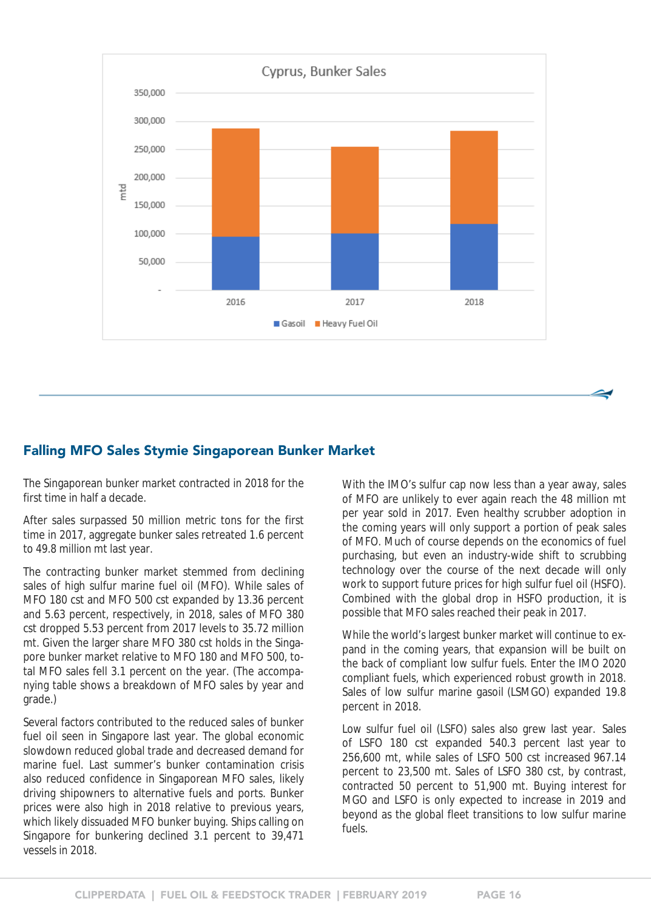## Falling MFO Sales Stymie Singaporean Bunker Market

The Singaporean bunker market contracted in 2018 for the first time in half a decade.

After sales surpassed 50 million metric tons for the first time in 2017, aggregate bunker sales retreated 1.6 percent to 49.8 million mt last year.

The contracting bunker market stemmed from declining sales of high sulfur marine fuel oil (MFO). While sales of MFO 180 cst and MFO 500 cst expanded by 13.36 percent and 5.63 percent, respectively, in 2018, sales of MFO 380 cst dropped 5.53 percent from 2017 levels to 35.72 million mt. Given the larger share MFO 380 cst holds in the Singapore bunker market relative to MFO 180 and MFO 500, total MFO sales fell 3.1 percent on the year. (The accompanying table shows a breakdown of MFO sales by year and grade.)

Several factors contributed to the reduced sales of bunker fuel oil seen in Singapore last year. The global economic slowdown reduced global trade and decreased demand for marine fuel. Last summer's bunker contamination crisis also reduced confidence in Singaporean MFO sales, likely driving shipowners to alternative fuels and ports. Bunker prices were also high in 2018 relative to previous years, which likely dissuaded MFO bunker buying. Ships calling on Singapore for bunkering declined 3.1 percent to 39,471 vessels in 2018.

With the IMO's sulfur cap now less than a year away, sales of MFO are unlikely to ever again reach the 48 million mt per year sold in 2017. Even healthy scrubber adoption in the coming years will only support a portion of peak sales of MFO. Much of course depends on the economics of fuel purchasing, but even an industry-wide shift to scrubbing technology over the course of the next decade will only work to support future prices for high sulfur fuel oil (HSFO). Combined with the global drop in HSFO production, it is possible that MFO sales reached their peak in 2017.

While the world's largest bunker market will continue to expand in the coming years, that expansion will be built on the back of compliant low sulfur fuels. Enter the IMO 2020 compliant fuels, which experienced robust growth in 2018. Sales of low sulfur marine gasoil (LSMGO) expanded 19.8 percent in 2018.

Low sulfur fuel oil (LSFO) sales also grew last year. Sales of LSFO 180 cst expanded 540.3 percent last year to 256,600 mt, while sales of LSFO 500 cst increased 967.14 percent to 23,500 mt. Sales of LSFO 380 cst, by contrast, contracted 50 percent to 51,900 mt. Buying interest for MGO and LSFO is only expected to increase in 2019 and beyond as the global fleet transitions to low sulfur marine fuels.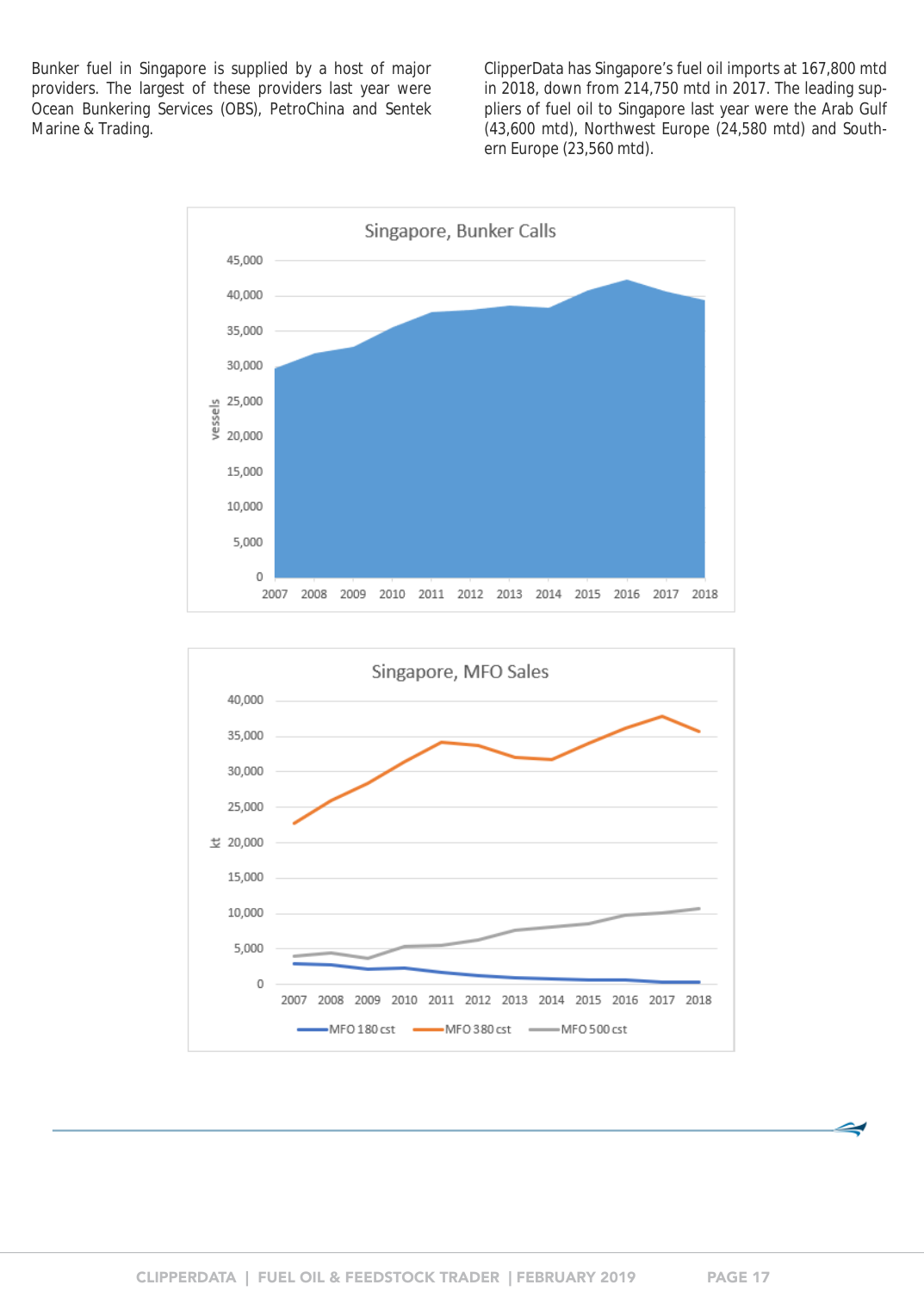Bunker fuel in Singapore is supplied by a host of major providers. The largest of these providers last year were Ocean Bunkering Services (OBS), PetroChina and Sentek Marine & Trading.

ClipperData has Singapore's fuel oil imports at 167,800 mtd in 2018, down from 214,750 mtd in 2017. The leading suppliers of fuel oil to Singapore last year were the Arab Gulf (43,600 mtd), Northwest Europe (24,580 mtd) and Southern Europe (23,560 mtd).

Singapore, Bunker Calls

Singapore, MFO Sales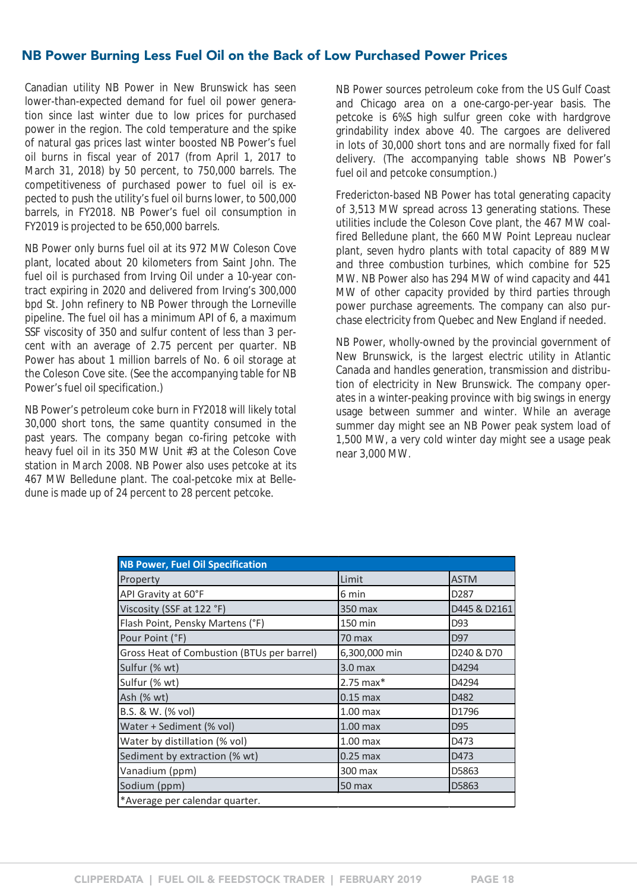## NB Power Burning Less Fuel Oil on the Back of Low Purchased Power Prices

Canadian utility NB Power in New Brunswick has seen lower-than-expected demand for fuel oil power generation since last winter due to low prices for purchased power in the region. The cold temperature and the spike of natural gas prices last winter boosted NB Power's fuel oil burns in fiscal year of 2017 (from April 1, 2017 to March 31, 2018) by 50 percent, to 750,000 barrels. The competitiveness of purchased power to fuel oil is expected to push the utility's fuel oil burns lower, to 500,000 barrels, in FY2018. NB Power's fuel oil consumption in FY2019 is projected to be 650,000 barrels.

NB Power only burns fuel oil at its 972 MW Coleson Cove plant, located about 20 kilometers from Saint John. The fuel oil is purchased from Irving Oil under a 10-year contract expiring in 2020 and delivered from Irving's 300,000 bpd St. John refinery to NB Power through the Lorneville pipeline. The fuel oil has a minimum API of 6, a maximum SSF viscosity of 350 and sulfur content of less than 3 percent with an average of 2.75 percent per quarter. NB Power has about 1 million barrels of No. 6 oil storage at the Coleson Cove site. (See the accompanying table for NB Power's fuel oil specification.)

NB Power's petroleum coke burn in FY2018 will likely total 30,000 short tons, the same quantity consumed in the past years. The company began co-firing petcoke with heavy fuel oil in its 350 MW Unit #3 at the Coleson Cove station in March 2008. NB Power also uses petcoke at its 467 MW Belledune plant. The coal-petcoke mix at Belledune is made up of 24 percent to 28 percent petcoke.

NB Power sources petroleum coke from the US Gulf Coast and Chicago area on a one-cargo-per-year basis. The petcoke is 6%S high sulfur green coke with hardgrove grindability index above 40. The cargoes are delivered in lots of 30,000 short tons and are normally fixed for fall delivery. (The accompanying table shows NB Power's fuel oil and petcoke consumption.)

Fredericton-based NB Power has total generating capacity of 3,513 MW spread across 13 generating stations. These utilities include the Coleson Cove plant, the 467 MW coal-fired Belledune plant, the 660 MW Point Lepreau nuclear plant, seven hydro plants with total capacity of 889 MW and three combustion turbines, which combine for 525 MW. NB Power also has 294 MW of wind capacity and 441 MW of other capacity provided by third parties through power purchase agreements. The company can also purchase electricity from Quebec and New England if needed.

NB Power, wholly-owned by the provincial government of New Brunswick, is the largest electric utility in Atlantic Canada and handles generation, transmission and distribution of electricity in New Brunswick. The company operates in a winter-peaking province with big swings in energy usage between summer and winter. While an average summer day might see an NB Power peak system load of 1,500 MW, a very cold winter day might see a usage peak near 3,000 MW.

**NB Power, Fuel Oil Specification**

| Property | Limit | ASTM |
|---|---|---|
| API Gravity at 60°F | 6 min | D287 |
| Viscosity (SSF at 122 °F) | 350 max | D445 & D2161 |
| Flash Point, Pensky Martens (°F) | 150 min | D93 |
| Pour Point (°F) | 70 max | D97 |
| Gross Heat of Combustion (BTUs per barrel) | 6,300,000 min | D240 & D70 |
| Sulfur (% wt) | 3.0 max | D4294 |
| Sulfur (% wt) | 2.75 max* | D4294 |
| Ash (% wt) | 0.15 max | D482 |
| B.S. & W. (% vol) | 1.00 max | D1796 |
| Water + Sediment (% vol) | 1.00 max | D95 |
| Water by distillation (% vol) | 1.00 max | D473 |
| Sediment by extraction (% wt) | 0.25 max | D473 |
| Vanadium (ppm) | 300 max | D5863 |
| Sodium (ppm) | 50 max | D5863 |

*Average per calendar quarter.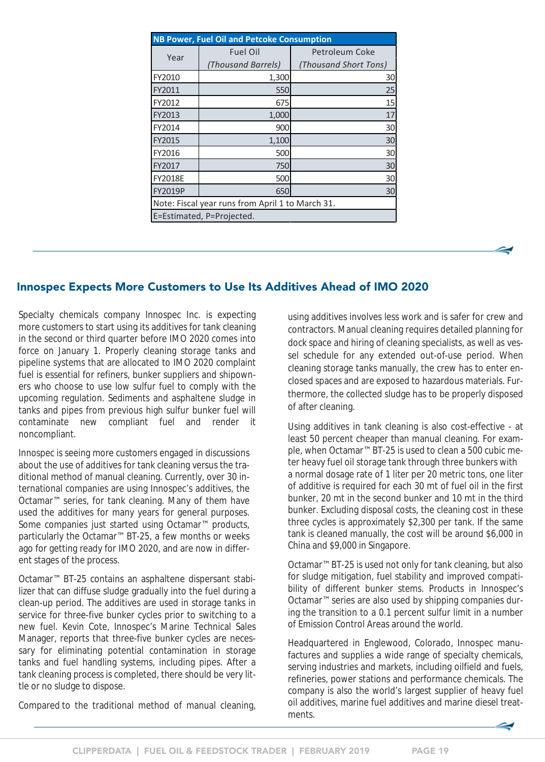| NB Power, Fuel Oil and Petcoke Consumption | | |
|---|---|---|
| Year | Fuel Oil *(Thousand Barrels)* | Petroleum Coke *(Thousand Short Tons)* |
| FY2010 | 1,300 | 30 |
| FY2011 | 550 | 25 |
| FY2012 | 675 | 15 |
| FY2013 | 1,000 | 17 |
| FY2014 | 900 | 30 |
| FY2015 | 1,100 | 30 |
| FY2016 | 500 | 30 |
| FY2017 | 750 | 30 |
| FY2018E | 500 | 30 |
| FY2019P | 650 | 30 |
| Note: Fiscal year runs from April 1 to March 31. | | |
| E=Estimated, P=Projected. | | |

## Innospec Expects More Customers to Use Its Additives Ahead of IMO 2020

Specialty chemicals company Innospec Inc. is expecting more customers to start using its additives for tank cleaning in the second or third quarter before IMO 2020 comes into force on January 1. Properly cleaning storage tanks and pipeline systems that are allocated to IMO 2020 complaint fuel is essential for refiners, bunker suppliers and shipowners who choose to use low sulfur fuel to comply with the upcoming regulation. Sediments and asphaltene sludge in tanks and pipes from previous high sulfur bunker fuel will contaminate new compliant fuel and render it noncompliant.

Innospec is seeing more customers engaged in discussions about the use of additives for tank cleaning versus the traditional method of manual cleaning. Currently, over 30 international companies are using Innospec's additives, the Octamar™ series, for tank cleaning. Many of them have used the additives for many years for general purposes. Some companies just started using Octamar™ products, particularly the Octamar™ BT-25, a few months or weeks ago for getting ready for IMO 2020, and are now in different stages of the process.

Octamar™ BT-25 contains an asphaltene dispersant stabilizer that can diffuse sludge gradually into the fuel during a clean-up period. The additives are used in storage tanks in service for three-five bunker cycles prior to switching to a new fuel. Kevin Cote, Innospec's Marine Technical Sales Manager, reports that three-five bunker cycles are necessary for eliminating potential contamination in storage tanks and fuel handling systems, including pipes. After a tank cleaning process is completed, there should be very little or no sludge to dispose.

Compared to the traditional method of manual cleaning, using additives involves less work and is safer for crew and contractors. Manual cleaning requires detailed planning for dock space and hiring of cleaning specialists, as well as vessel schedule for any extended out-of-use period. When cleaning storage tanks manually, the crew has to enter enclosed spaces and are exposed to hazardous materials. Furthermore, the collected sludge has to be properly disposed of after cleaning.

Using additives in tank cleaning is also cost-effective - at least 50 percent cheaper than manual cleaning. For example, when Octamar™ BT-25 is used to clean a 500 cubic meter heavy fuel oil storage tank through three bunkers with a normal dosage rate of 1 liter per 20 metric tons, one liter of additive is required for each 30 mt of fuel oil in the first bunker, 20 mt in the second bunker and 10 mt in the third bunker. Excluding disposal costs, the cleaning cost in these three cycles is approximately $2,300 per tank. If the same tank is cleaned manually, the cost will be around $6,000 in China and $9,000 in Singapore.

Octamar™ BT-25 is used not only for tank cleaning, but also for sludge mitigation, fuel stability and improved compatibility of different bunker stems. Products in Innospec's Octamar™ series are also used by shipping companies during the transition to a 0.1 percent sulfur limit in a number of Emission Control Areas around the world.

Headquartered in Englewood, Colorado, Innospec manufactures and supplies a wide range of specialty chemicals, serving industries and markets, including oilfield and fuels, refineries, power stations and performance chemicals. The company is also the world's largest supplier of heavy fuel oil additives, marine fuel additives and marine diesel treatments.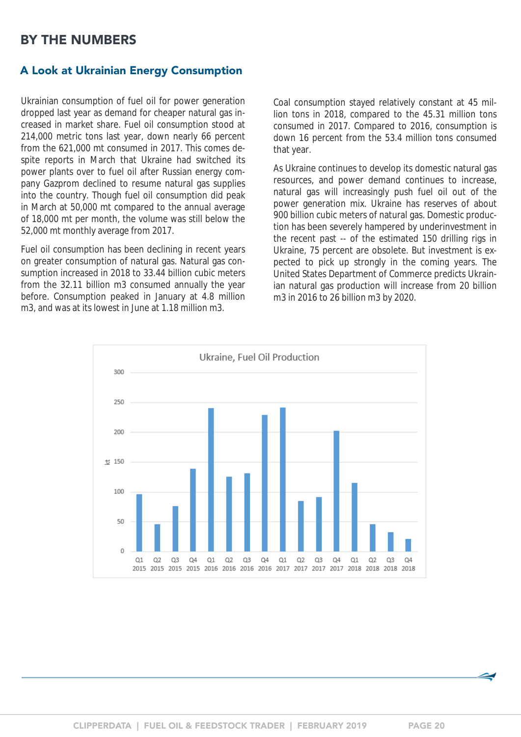## BY THE NUMBERS

### A Look at Ukrainian Energy Consumption

Ukrainian consumption of fuel oil for power generation dropped last year as demand for cheaper natural gas increased in market share. Fuel oil consumption stood at 214,000 metric tons last year, down nearly 66 percent from the 621,000 mt consumed in 2017. This comes despite reports in March that Ukraine had switched its power plants over to fuel oil after Russian energy company Gazprom declined to resume natural gas supplies into the country. Though fuel oil consumption did peak in March at 50,000 mt compared to the annual average of 18,000 mt per month, the volume was still below the 52,000 mt monthly average from 2017.

Fuel oil consumption has been declining in recent years on greater consumption of natural gas. Natural gas consumption increased in 2018 to 33.44 billion cubic meters from the 32.11 billion m3 consumed annually the year before. Consumption peaked in January at 4.8 million m3, and was at its lowest in June at 1.18 million m3.

Coal consumption stayed relatively constant at 45 million tons in 2018, compared to the 45.31 million tons consumed in 2017. Compared to 2016, consumption is down 16 percent from the 53.4 million tons consumed that year.

As Ukraine continues to develop its domestic natural gas resources, and power demand continues to increase, natural gas will increasingly push fuel oil out of the power generation mix. Ukraine has reserves of about 900 billion cubic meters of natural gas. Domestic production has been severely hampered by underinvestment in the recent past -- of the estimated 150 drilling rigs in Ukraine, 75 percent are obsolete. But investment is expected to pick up strongly in the coming years. The United States Department of Commerce predicts Ukrainian natural gas production will increase from 20 billion m3 in 2016 to 26 billion m3 by 2020.

**Ukraine, Fuel Oil Production**

| Quarter | kt (approx.) |
|---|---|
| Q1 2015 | 97 |
| Q2 2015 | 46 |
| Q3 2015 | 76 |
| Q4 2015 | 139 |
| Q1 2016 | 241 |
| Q2 2016 | 125 |
| Q3 2016 | 131 |
| Q4 2016 | 229 |
| Q1 2017 | 241 |
| Q2 2017 | 85 |
| Q3 2017 | 91 |
| Q4 2017 | 202 |
| Q1 2018 | 115 |
| Q2 2018 | 46 |
| Q3 2018 | 32 |
| Q4 2018 | 21 |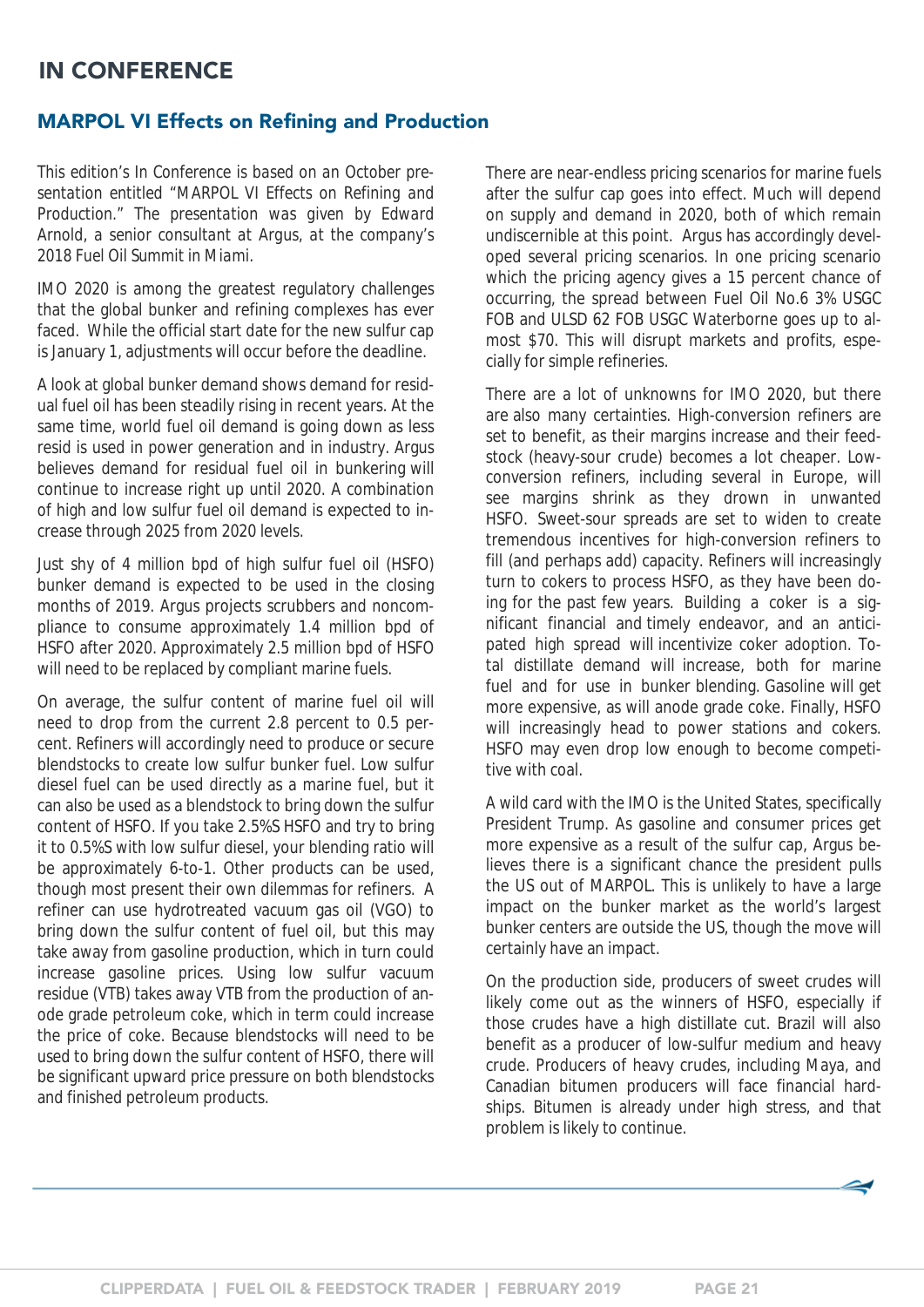# IN CONFERENCE

## MARPOL VI Effects on Refining and Production

This edition's In Conference is based on an October presentation entitled "MARPOL VI Effects on Refining and Production." The presentation was given by Edward Arnold, a senior consultant at Argus, at the company's 2018 Fuel Oil Summit in Miami.

IMO 2020 is among the greatest regulatory challenges that the global bunker and refining complexes has ever faced. While the official start date for the new sulfur cap is January 1, adjustments will occur before the deadline.

A look at global bunker demand shows demand for residual fuel oil has been steadily rising in recent years. At the same time, world fuel oil demand is going down as less resid is used in power generation and in industry. Argus believes demand for residual fuel oil in bunkering will continue to increase right up until 2020. A combination of high and low sulfur fuel oil demand is expected to increase through 2025 from 2020 levels.

Just shy of 4 million bpd of high sulfur fuel oil (HSFO) bunker demand is expected to be used in the closing months of 2019. Argus projects scrubbers and noncompliance to consume approximately 1.4 million bpd of HSFO after 2020. Approximately 2.5 million bpd of HSFO will need to be replaced by compliant marine fuels.

On average, the sulfur content of marine fuel oil will need to drop from the current 2.8 percent to 0.5 percent. Refiners will accordingly need to produce or secure blendstocks to create low sulfur bunker fuel. Low sulfur diesel fuel can be used directly as a marine fuel, but it can also be used as a blendstock to bring down the sulfur content of HSFO. If you take 2.5%S HSFO and try to bring it to 0.5%S with low sulfur diesel, your blending ratio will be approximately 6-to-1. Other products can be used, though most present their own dilemmas for refiners. A refiner can use hydrotreated vacuum gas oil (VGO) to bring down the sulfur content of fuel oil, but this may take away from gasoline production, which in turn could increase gasoline prices. Using low sulfur vacuum residue (VTB) takes away VTB from the production of anode grade petroleum coke, which in term could increase the price of coke. Because blendstocks will need to be used to bring down the sulfur content of HSFO, there will be significant upward price pressure on both blendstocks and finished petroleum products.

There are near-endless pricing scenarios for marine fuels after the sulfur cap goes into effect. Much will depend on supply and demand in 2020, both of which remain undiscernible at this point. Argus has accordingly developed several pricing scenarios. In one pricing scenario which the pricing agency gives a 15 percent chance of occurring, the spread between Fuel Oil No.6 3% USGC FOB and ULSD 62 FOB USGC Waterborne goes up to almost \$70. This will disrupt markets and profits, especially for simple refineries.

There are a lot of unknowns for IMO 2020, but there are also many certainties. High-conversion refiners are set to benefit, as their margins increase and their feedstock (heavy-sour crude) becomes a lot cheaper. Low-conversion refiners, including several in Europe, will see margins shrink as they drown in unwanted HSFO. Sweet-sour spreads are set to widen to create tremendous incentives for high-conversion refiners to fill (and perhaps add) capacity. Refiners will increasingly turn to cokers to process HSFO, as they have been doing for the past few years. Building a coker is a significant financial and timely endeavor, and an anticipated high spread will incentivize coker adoption. Total distillate demand will increase, both for marine fuel and for use in bunker blending. Gasoline will get more expensive, as will anode grade coke. Finally, HSFO will increasingly head to power stations and cokers. HSFO may even drop low enough to become competitive with coal.

A wild card with the IMO is the United States, specifically President Trump. As gasoline and consumer prices get more expensive as a result of the sulfur cap, Argus believes there is a significant chance the president pulls the US out of MARPOL. This is unlikely to have a large impact on the bunker market as the world's largest bunker centers are outside the US, though the move will certainly have an impact.

On the production side, producers of sweet crudes will likely come out as the winners of HSFO, especially if those crudes have a high distillate cut. Brazil will also benefit as a producer of low-sulfur medium and heavy crude. Producers of heavy crudes, including Maya, and Canadian bitumen producers will face financial hardships. Bitumen is already under high stress, and that problem is likely to continue.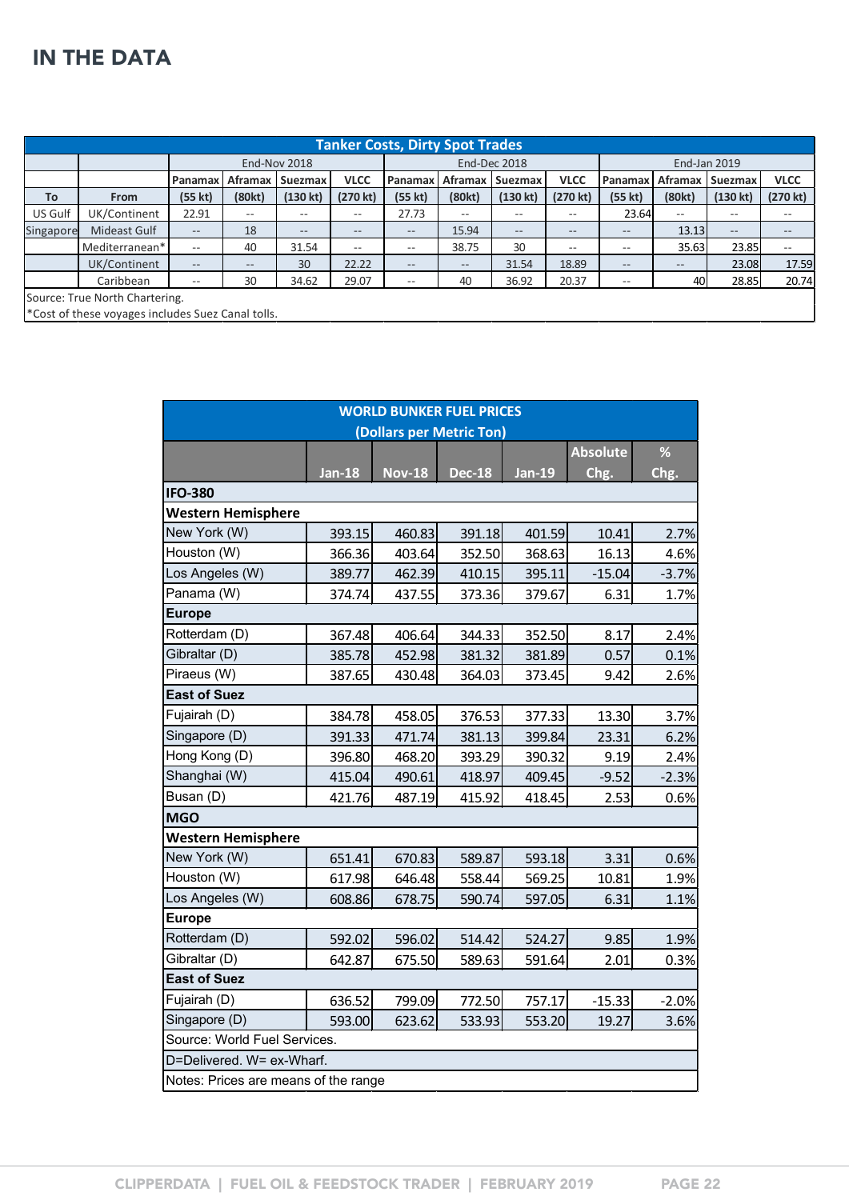# IN THE DATA

| Tanker Costs, Dirty Spot Trades | | | | | | | | | | | | | |
|---|---|---|---|---|---|---|---|---|---|---|---|---|---|
| | | End-Nov 2018 | | | | End-Dec 2018 | | | | End-Jan 2019 | | | |
| | | Panamax | Aframax | Suezmax | VLCC | Panamax | Aframax | Suezmax | VLCC | Panamax | Aframax | Suezmax | VLCC |
| To | From | (55 kt) | (80kt) | (130 kt) | (270 kt) | (55 kt) | (80kt) | (130 kt) | (270 kt) | (55 kt) | (80kt) | (130 kt) | (270 kt) |
| US Gulf | UK/Continent | 22.91 | -- | -- | -- | 27.73 | -- | -- | -- | 23.64 | -- | -- | -- |
| Singapore | Mideast Gulf | -- | 18 | -- | -- | -- | 15.94 | -- | -- | -- | 13.13 | -- | -- |
| | Mediterranean* | -- | 40 | 31.54 | -- | -- | 38.75 | 30 | -- | -- | 35.63 | 23.85 | -- |
| | UK/Continent | -- | -- | 30 | 22.22 | -- | -- | 31.54 | 18.89 | -- | -- | 23.08 | 17.59 |
| | Caribbean | -- | 30 | 34.62 | 29.07 | -- | 40 | 36.92 | 20.37 | -- | 40 | 28.85 | 20.74 |

Source: True North Chartering.
*Cost of these voyages includes Suez Canal tolls.

| WORLD BUNKER FUEL PRICES (Dollars per Metric Ton) | Jan-18 | Nov-18 | Dec-18 | Jan-19 | Absolute Chg. | % Chg. |
|---|---|---|---|---|---|---|
| **IFO-380** | | | | | | |
| **Western Hemisphere** | | | | | | |
| New York (W) | 393.15 | 460.83 | 391.18 | 401.59 | 10.41 | 2.7% |
| Houston (W) | 366.36 | 403.64 | 352.50 | 368.63 | 16.13 | 4.6% |
| Los Angeles (W) | 389.77 | 462.39 | 410.15 | 395.11 | -15.04 | -3.7% |
| Panama (W) | 374.74 | 437.55 | 373.36 | 379.67 | 6.31 | 1.7% |
| **Europe** | | | | | | |
| Rotterdam (D) | 367.48 | 406.64 | 344.33 | 352.50 | 8.17 | 2.4% |
| Gibraltar (D) | 385.78 | 452.98 | 381.32 | 381.89 | 0.57 | 0.1% |
| Piraeus (W) | 387.65 | 430.48 | 364.03 | 373.45 | 9.42 | 2.6% |
| **East of Suez** | | | | | | |
| Fujairah (D) | 384.78 | 458.05 | 376.53 | 377.33 | 13.30 | 3.7% |
| Singapore (D) | 391.33 | 471.74 | 381.13 | 399.84 | 23.31 | 6.2% |
| Hong Kong (D) | 396.80 | 468.20 | 393.29 | 390.32 | 9.19 | 2.4% |
| Shanghai (W) | 415.04 | 490.61 | 418.97 | 409.45 | -9.52 | -2.3% |
| Busan (D) | 421.76 | 487.19 | 415.92 | 418.45 | 2.53 | 0.6% |
| **MGO** | | | | | | |
| **Western Hemisphere** | | | | | | |
| New York (W) | 651.41 | 670.83 | 589.87 | 593.18 | 3.31 | 0.6% |
| Houston (W) | 617.98 | 646.48 | 558.44 | 569.25 | 10.81 | 1.9% |
| Los Angeles (W) | 608.86 | 678.75 | 590.74 | 597.05 | 6.31 | 1.1% |
| **Europe** | | | | | | |
| Rotterdam (D) | 592.02 | 596.02 | 514.42 | 524.27 | 9.85 | 1.9% |
| Gibraltar (D) | 642.87 | 675.50 | 589.63 | 591.64 | 2.01 | 0.3% |
| **East of Suez** | | | | | | |
| Fujairah (D) | 636.52 | 799.09 | 772.50 | 757.17 | -15.33 | -2.0% |
| Singapore (D) | 593.00 | 623.62 | 533.93 | 553.20 | 19.27 | 3.6% |

Source: World Fuel Services.

D=Delivered. W= ex-Wharf.

Notes: Prices are means of the range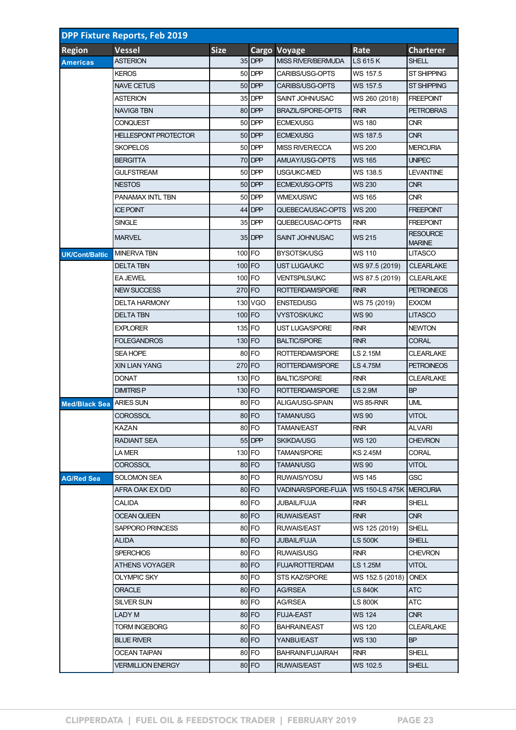## DPP Fixture Reports, Feb 2019

| Region | Vessel | Size | Cargo | Voyage | Rate | Charterer |
|---|---|---|---|---|---|---|
| Americas | ASTERION | 35 | DPP | MISS RIVER/BERMUDA | LS 615 K | SHELL |
| | KEROS | 50 | DPP | CARIBS/USG-OPTS | WS 157.5 | ST SHIPPING |
| | NAVE CETUS | 50 | DPP | CARIBS/USG-OPTS | WS 157.5 | ST SHIPPING |
| | ASTERION | 35 | DPP | SAINT JOHN/USAC | WS 260 (2018) | FREEPOINT |
| | NAVIG8 TBN | 80 | DPP | BRAZIL/SPORE-OPTS | RNR | PETROBRAS |
| | CONQUEST | 50 | DPP | ECMEX/USG | WS 180 | CNR |
| | HELLESPONT PROTECTOR | 50 | DPP | ECMEX/USG | WS 187.5 | CNR |
| | SKOPELOS | 50 | DPP | MISS RIVER/ECCA | WS 200 | MERCURIA |
| | BERGITTA | 70 | DPP | AMUAY/USG-OPTS | WS 165 | UNIPEC |
| | GULFSTREAM | 50 | DPP | USG/UKC-MED | WS 138.5 | LEVANTINE |
| | NESTOS | 50 | DPP | ECMEX/USG-OPTS | WS 230 | CNR |
| | PANAMAX INTL TBN | 50 | DPP | WMEX/USWC | WS 165 | CNR |
| | ICE POINT | 44 | DPP | QUEBECA/USAC-OPTS | WS 200 | FREEPOINT |
| | SINGLE | 35 | DPP | QUEBEC/USAC-OPTS | RNR | FREEPOINT |
| | MARVEL | 35 | DPP | SAINT JOHN/USAC | WS 215 | RESOURCE MARINE |
| UK/Cont/Baltic | MINERVA TBN | 100 | FO | BYSOTSK/USG | WS 110 | LITASCO |
| | DELTA TBN | 100 | FO | UST LUGA/UKC | WS 97.5 (2019) | CLEARLAKE |
| | EA JEWEL | 100 | FO | VENTSPILS/UKC | WS 87.5 (2019) | CLEARLAKE |
| | NEW SUCCESS | 270 | FO | ROTTERDAM/SPORE | RNR | PETROINEOS |
| | DELTA HARMONY | 130 | VGO | ENSTED/USG | WS 75 (2019) | EXXOM |
| | DELTA TBN | 100 | FO | VYSTOSK/UKC | WS 90 | LITASCO |
| | EXPLORER | 135 | FO | UST LUGA/SPORE | RNR | NEWTON |
| | FOLEGANDROS | 130 | FO | BALTIC/SPORE | RNR | CORAL |
| | SEA HOPE | 80 | FO | ROTTERDAM/SPORE | LS 2.15M | CLEARLAKE |
| | XIN LIAN YANG | 270 | FO | ROTTERDAM/SPORE | LS 4.75M | PETROINEOS |
| | DONAT | 130 | FO | BALTIC/SPORE | RNR | CLEARLAKE |
| | DIMITRIS P | 130 | FO | ROTTERDAM/SPORE | LS 2.9M | BP |
| Med/Black Sea | ARIES SUN | 80 | FO | ALIGA/USG-SPAIN | WS 85-RNR | UML |
| | COROSSOL | 80 | FO | TAMAN/USG | WS 90 | VITOL |
| | KAZAN | 80 | FO | TAMAN/EAST | RNR | ALVARI |
| | RADIANT SEA | 55 | DPP | SKIKDA/USG | WS 120 | CHEVRON |
| | LA MER | 130 | FO | TAMAN/SPORE | KS 2.45M | CORAL |
| | COROSSOL | 80 | FO | TAMAN/USG | WS 90 | VITOL |
| AG/Red Sea | SOLOMON SEA | 80 | FO | RUWAIS/YOSU | WS 145 | GSC |
| | AFRA OAK EX D/D | 80 | FO | VADINAR/SPORE-FUJA | WS 150-LS 475K | MERCURIA |
| | CALIDA | 80 | FO | JUBAIL/FUJA | RNR | SHELL |
| | OCEAN QUEEN | 80 | FO | RUWAIS/EAST | RNR | CNR |
| | SAPPORO PRINCESS | 80 | FO | RUWAIS/EAST | WS 125 (2019) | SHELL |
| | ALIDA | 80 | FO | JUBAIL/FUJA | LS 500K | SHELL |
| | SPERCHIOS | 80 | FO | RUWAIS/USG | RNR | CHEVRON |
| | ATHENS VOYAGER | 80 | FO | FUJA/ROTTERDAM | LS 1.25M | VITOL |
| | OLYMPIC SKY | 80 | FO | STS KAZ/SPORE | WS 152.5 (2018) | ONEX |
| | ORACLE | 80 | FO | AG/RSEA | LS 840K | ATC |
| | SILVER SUN | 80 | FO | AG/RSEA | LS 800K | ATC |
| | LADY M | 80 | FO | FUJA-EAST | WS 124 | CNR |
| | TORM INGEBORG | 80 | FO | BAHRAIN/EAST | WS 120 | CLEARLAKE |
| | BLUE RIVER | 80 | FO | YANBU/EAST | WS 130 | BP |
| | OCEAN TAIPAN | 80 | FO | BAHRAIN/FUJAIRAH | RNR | SHELL |
| | VERMILLION ENERGY | 80 | FO | RUWAIS/EAST | WS 102.5 | SHELL |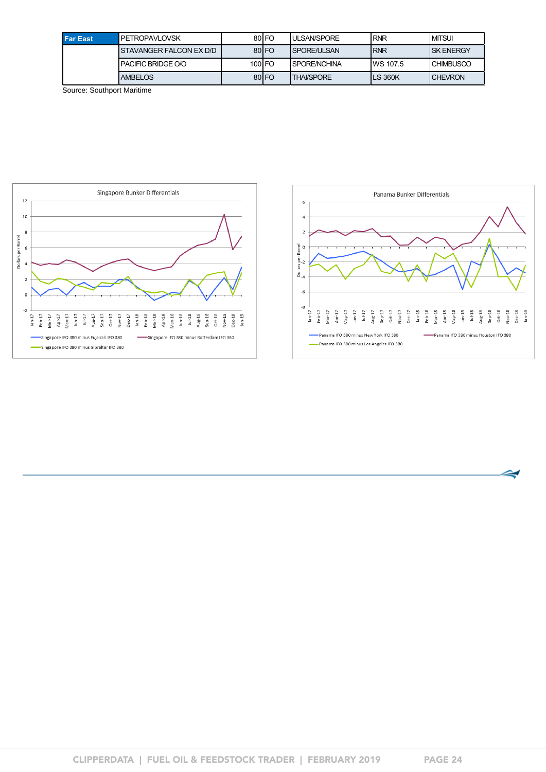| Far East | PETROPAVLOVSK | 80 | FO | ULSAN/SPORE | RNR | MITSUI |
|---|---|---|---|---|---|---|
| | STAVANGER FALCON EX D/D | 80 | FO | SPORE/ULSAN | RNR | SK ENERGY |
| | PACIFIC BRIDGE O/O | 100 | FO | SPORE/NCHINA | WS 107.5 | CHIMBUSCO |
| | AMBELOS | 80 | FO | THAI/SPORE | LS 360K | CHEVRON |

Source: Southport Maritime

Singapore Bunker Differentials

Dollars per Barrel

Singapore IFO 380 minus Fujairah IFO 380 — Singapore IFO 380 minus Rotterdam IFO 380 — Singapore IFO 380 minus Gibraltar IFO 380

Panama Bunker Differentials

Dollars per Barrel

Panama IFO 380 minus New York IFO 380 — Panama IFO 380 minus Houston IFO 380 — Panama IFO 380 minus Los Angeles IFO 380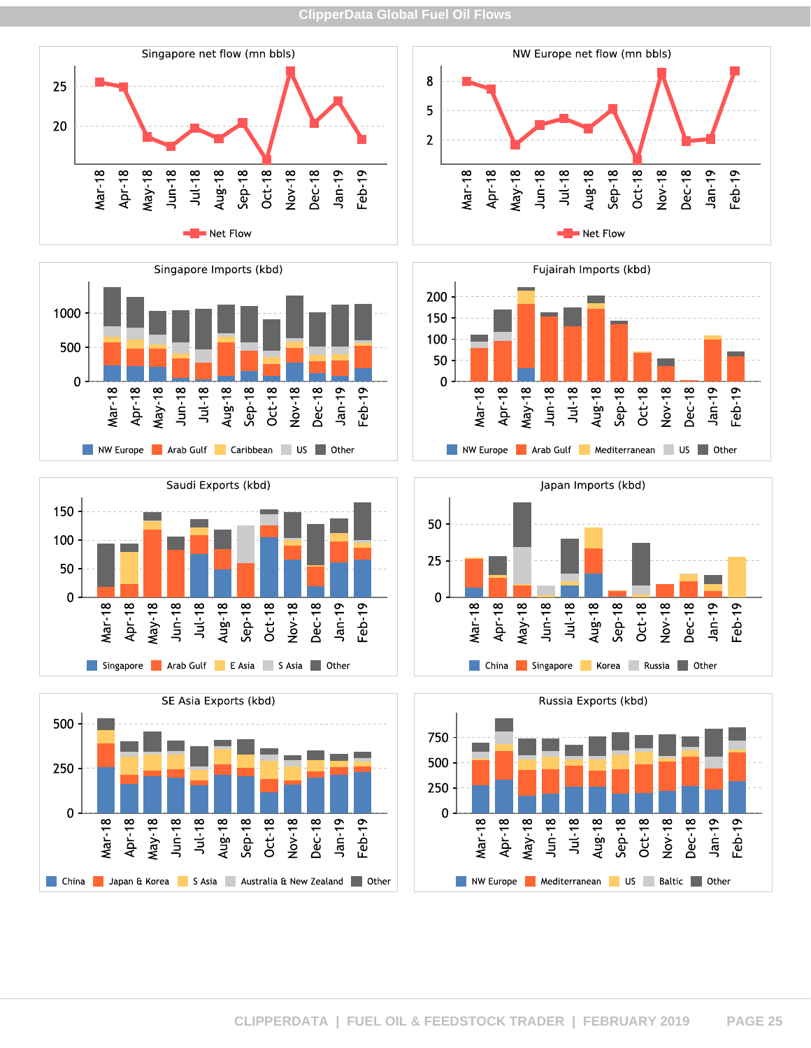# ClipperData Global Fuel Oil Flows

Singapore net flow (mn bbls)

25
20

Mar-18 Apr-18 May-18 Jun-18 Jul-18 Aug-18 Sep-18 Oct-18 Nov-18 Dec-18 Jan-19 Feb-19

Net Flow

NW Europe net flow (mn bbls)

8
5
2

Mar-18 Apr-18 May-18 Jun-18 Jul-18 Aug-18 Sep-18 Oct-18 Nov-18 Dec-18 Jan-19 Feb-19

Net Flow

Singapore Imports (kbd)

1000
500
0

Mar-18 Apr-18 May-18 Jun-18 Jul-18 Aug-18 Sep-18 Oct-18 Nov-18 Dec-18 Jan-19 Feb-19

NW Europe | Arab Gulf | Caribbean | US | Other

Fujairah Imports (kbd)

200
150
100
50
0

Mar-18 Apr-18 May-18 Jun-18 Jul-18 Aug-18 Sep-18 Oct-18 Nov-18 Dec-18 Jan-19 Feb-19

NW Europe | Arab Gulf | Mediterranean | US | Other

Saudi Exports (kbd)

150
100
50
0

Mar-18 Apr-18 May-18 Jun-18 Jul-18 Aug-18 Sep-18 Oct-18 Nov-18 Dec-18 Jan-19 Feb-19

Singapore | Arab Gulf | E Asia | S Asia | Other

Japan Imports (kbd)

50
25
0

Mar-18 Apr-18 May-18 Jun-18 Jul-18 Aug-18 Sep-18 Oct-18 Nov-18 Dec-18 Jan-19 Feb-19

China | Singapore | Korea | Russia | Other

SE Asia Exports (kbd)

500
250
0

Mar-18 Apr-18 May-18 Jun-18 Jul-18 Aug-18 Sep-18 Oct-18 Nov-18 Dec-18 Jan-19 Feb-19

China | Japan & Korea | S Asia | Australia & New Zealand | Other

Russia Exports (kbd)

750
500
250
0

Mar-18 Apr-18 May-18 Jun-18 Jul-18 Aug-18 Sep-18 Oct-18 Nov-18 Dec-18 Jan-19 Feb-19

NW Europe | Mediterranean | US | Baltic | Other